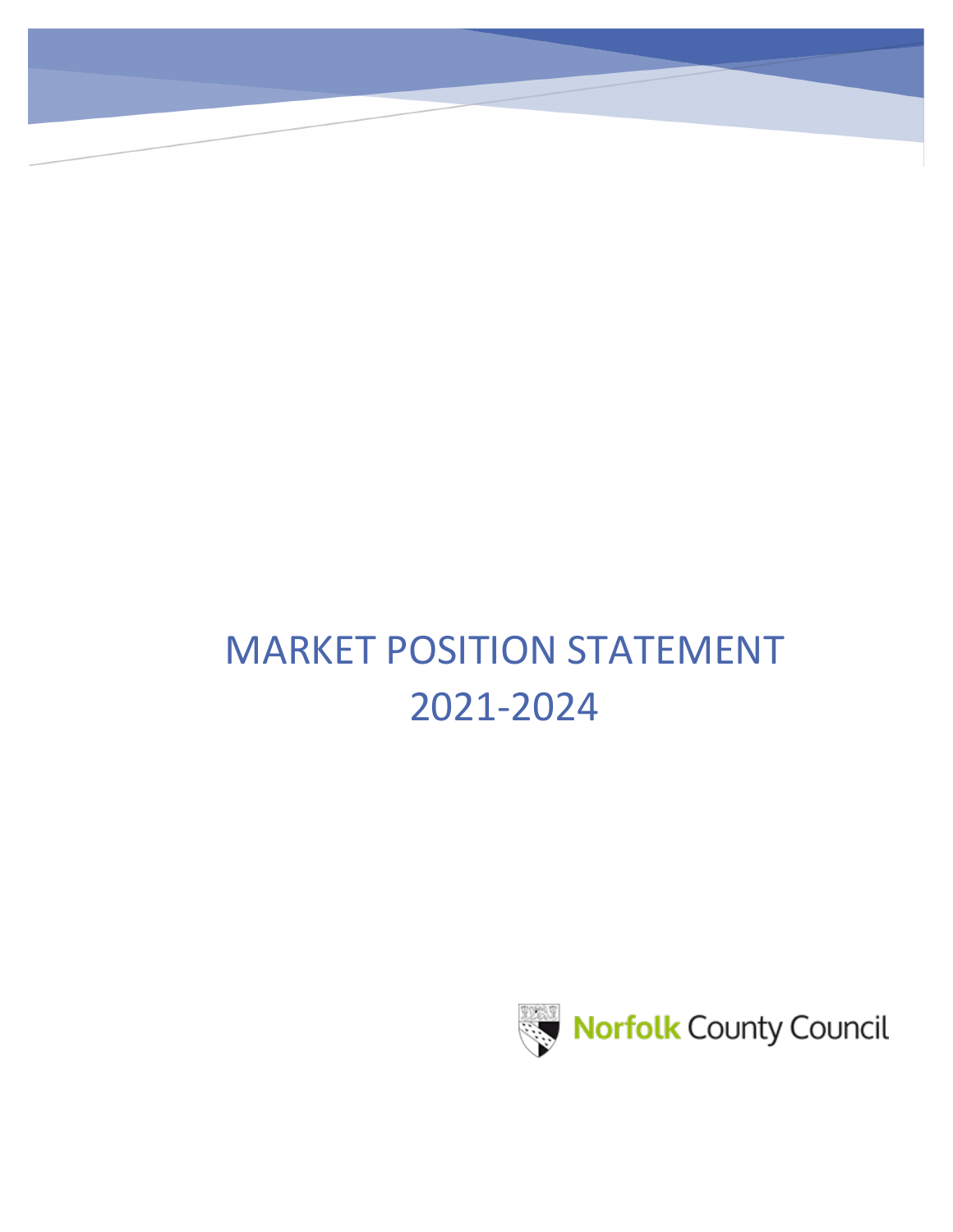# MARKET POSITION STATEMENT 2021-2024

Norfolk County Council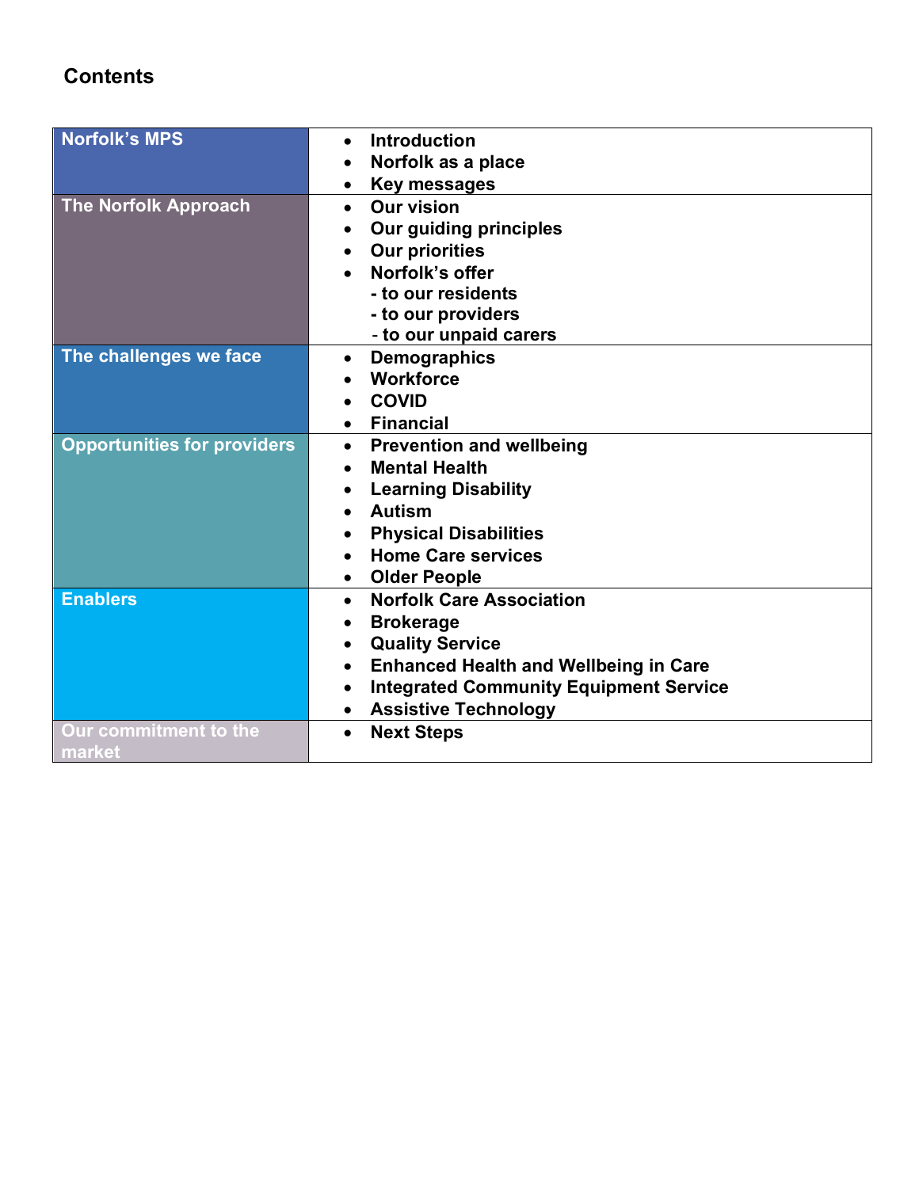## Contents

| Section | Topics |
|---|---|
| **Norfolk's MPS** | • Introduction<br>• Norfolk as a place<br>• Key messages |
| **The Norfolk Approach** | • Our vision<br>• Our guiding principles<br>• Our priorities<br>• Norfolk's offer<br>- to our residents<br>- to our providers<br>- to our unpaid carers |
| **The challenges we face** | • Demographics<br>• Workforce<br>• COVID<br>• Financial |
| **Opportunities for providers** | • Prevention and wellbeing<br>• Mental Health<br>• Learning Disability<br>• Autism<br>• Physical Disabilities<br>• Home Care services<br>• Older People |
| **Enablers** | • Norfolk Care Association<br>• Brokerage<br>• Quality Service<br>• Enhanced Health and Wellbeing in Care<br>• Integrated Community Equipment Service<br>• Assistive Technology |
| **Our commitment to the market** | • Next Steps |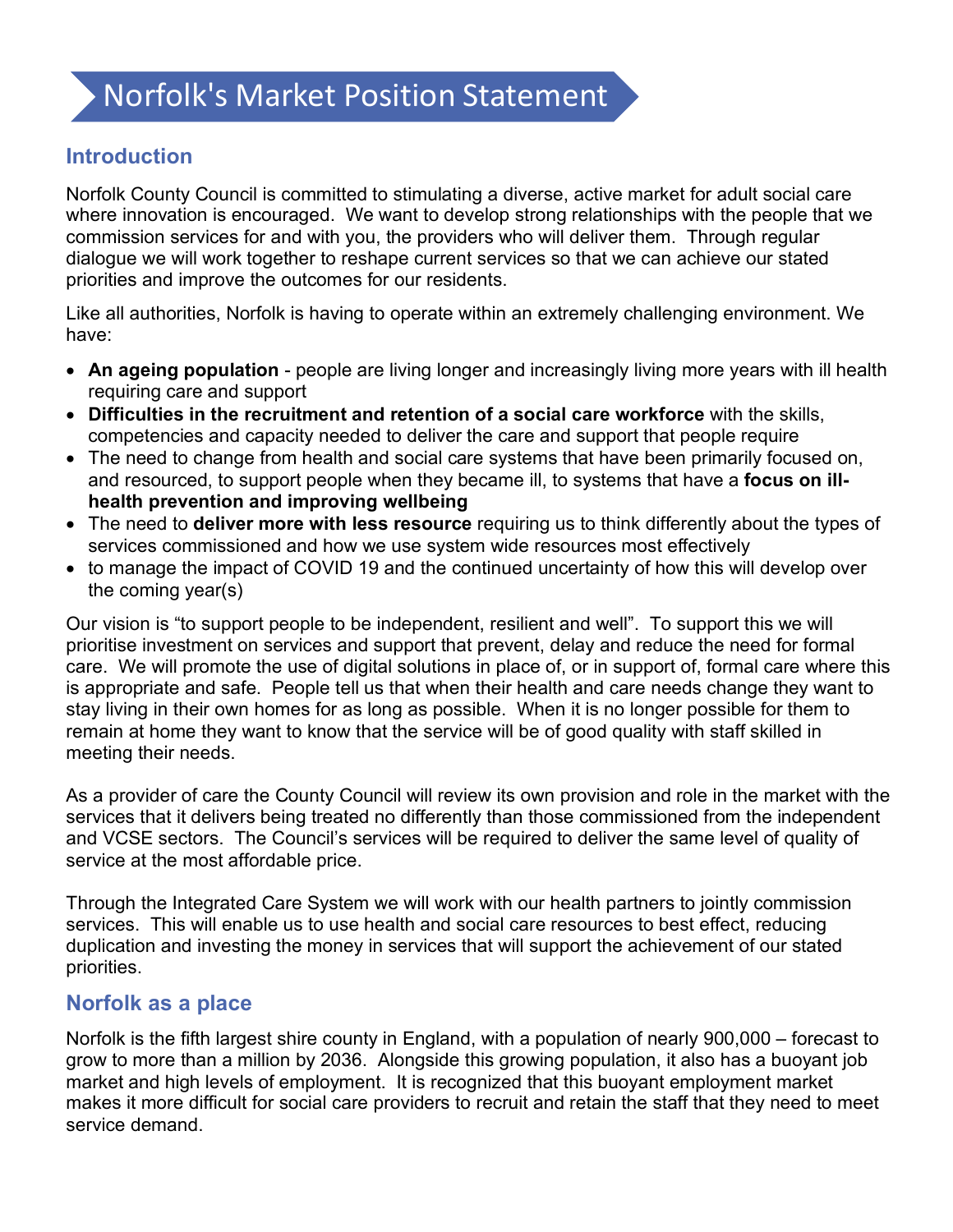# Norfolk's Market Position Statement

## Introduction

Norfolk County Council is committed to stimulating a diverse, active market for adult social care where innovation is encouraged. We want to develop strong relationships with the people that we commission services for and with you, the providers who will deliver them. Through regular dialogue we will work together to reshape current services so that we can achieve our stated priorities and improve the outcomes for our residents.

Like all authorities, Norfolk is having to operate within an extremely challenging environment. We have:

- **An ageing population** - people are living longer and increasingly living more years with ill health requiring care and support
- **Difficulties in the recruitment and retention of a social care workforce** with the skills, competencies and capacity needed to deliver the care and support that people require
- The need to change from health and social care systems that have been primarily focused on, and resourced, to support people when they became ill, to systems that have a **focus on ill-health prevention and improving wellbeing**
- The need to **deliver more with less resource** requiring us to think differently about the types of services commissioned and how we use system wide resources most effectively
- to manage the impact of COVID 19 and the continued uncertainty of how this will develop over the coming year(s)

Our vision is "to support people to be independent, resilient and well". To support this we will prioritise investment on services and support that prevent, delay and reduce the need for formal care. We will promote the use of digital solutions in place of, or in support of, formal care where this is appropriate and safe. People tell us that when their health and care needs change they want to stay living in their own homes for as long as possible. When it is no longer possible for them to remain at home they want to know that the service will be of good quality with staff skilled in meeting their needs.

As a provider of care the County Council will review its own provision and role in the market with the services that it delivers being treated no differently than those commissioned from the independent and VCSE sectors. The Council's services will be required to deliver the same level of quality of service at the most affordable price.

Through the Integrated Care System we will work with our health partners to jointly commission services. This will enable us to use health and social care resources to best effect, reducing duplication and investing the money in services that will support the achievement of our stated priorities.

## Norfolk as a place

Norfolk is the fifth largest shire county in England, with a population of nearly 900,000 – forecast to grow to more than a million by 2036. Alongside this growing population, it also has a buoyant job market and high levels of employment. It is recognized that this buoyant employment market makes it more difficult for social care providers to recruit and retain the staff that they need to meet service demand.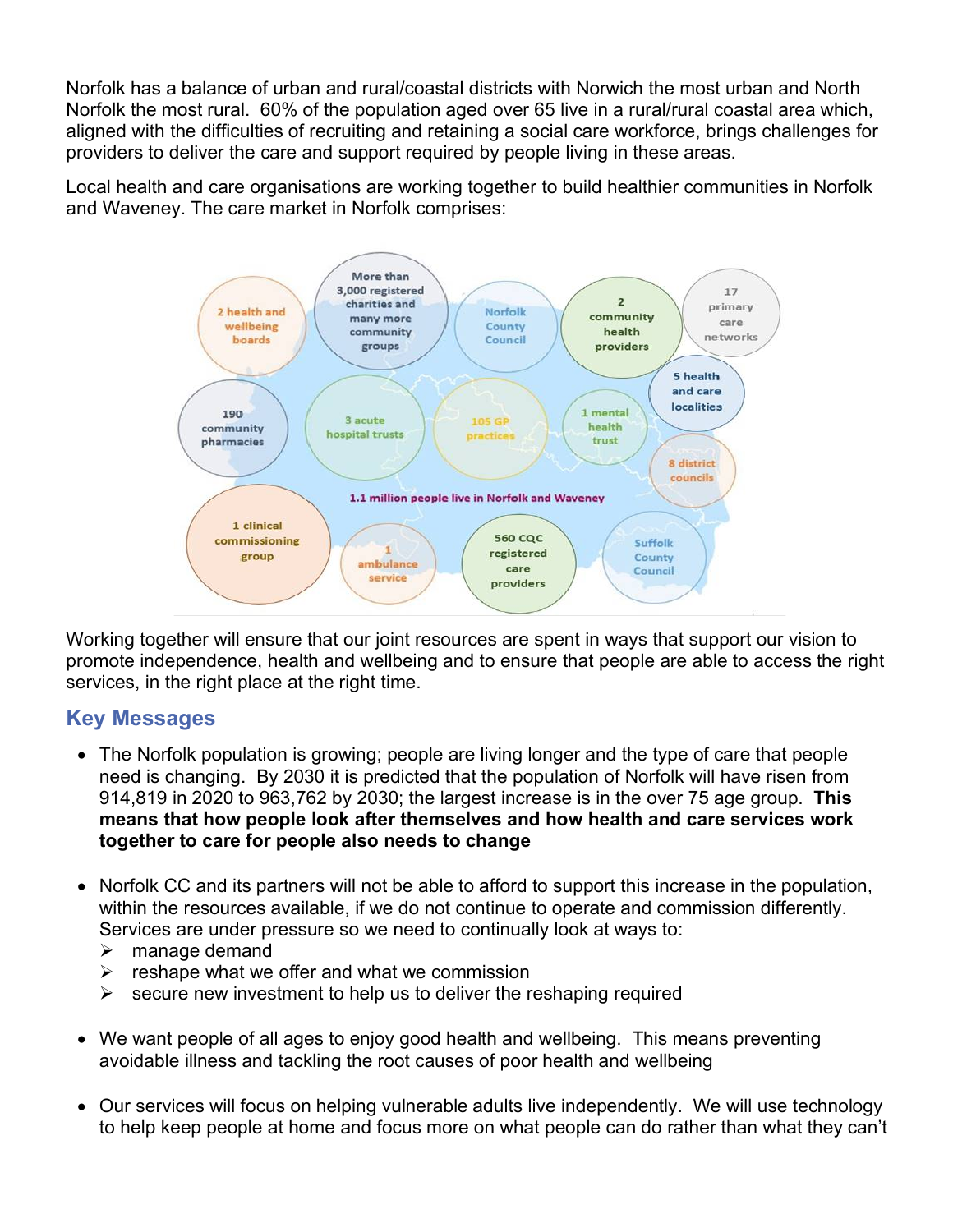Norfolk has a balance of urban and rural/coastal districts with Norwich the most urban and North Norfolk the most rural. 60% of the population aged over 65 live in a rural/rural coastal area which, aligned with the difficulties of recruiting and retaining a social care workforce, brings challenges for providers to deliver the care and support required by people living in these areas.

Local health and care organisations are working together to build healthier communities in Norfolk and Waveney. The care market in Norfolk comprises:

- 2 health and wellbeing boards
- More than 3,000 registered charities and many more community groups
- Norfolk County Council
- 2 community health providers
- 17 primary care networks
- 5 health and care localities
- 190 community pharmacies
- 3 acute hospital trusts
- 105 GP practices
- 1 mental health trust
- 8 district councils
- 1.1 million people live in Norfolk and Waveney
- 1 clinical commissioning group
- 1 ambulance service
- 560 CQC registered care providers
- Suffolk County Council

Working together will ensure that our joint resources are spent in ways that support our vision to promote independence, health and wellbeing and to ensure that people are able to access the right services, in the right place at the right time.

## Key Messages

- The Norfolk population is growing; people are living longer and the type of care that people need is changing. By 2030 it is predicted that the population of Norfolk will have risen from 914,819 in 2020 to 963,762 by 2030; the largest increase is in the over 75 age group. **This means that how people look after themselves and how health and care services work together to care for people also needs to change**

- Norfolk CC and its partners will not be able to afford to support this increase in the population, within the resources available, if we do not continue to operate and commission differently. Services are under pressure so we need to continually look at ways to:
  - manage demand
  - reshape what we offer and what we commission
  - secure new investment to help us to deliver the reshaping required

- We want people of all ages to enjoy good health and wellbeing. This means preventing avoidable illness and tackling the root causes of poor health and wellbeing

- Our services will focus on helping vulnerable adults live independently. We will use technology to help keep people at home and focus more on what people can do rather than what they can't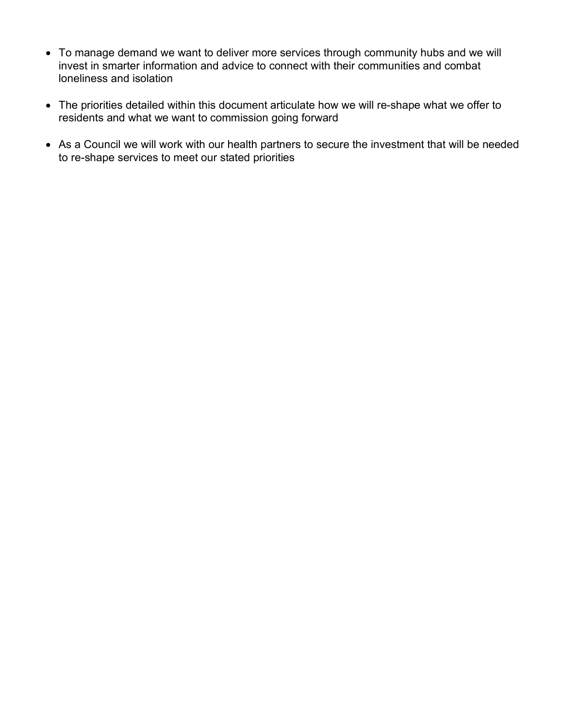- To manage demand we want to deliver more services through community hubs and we will invest in smarter information and advice to connect with their communities and combat loneliness and isolation

- The priorities detailed within this document articulate how we will re-shape what we offer to residents and what we want to commission going forward

- As a Council we will work with our health partners to secure the investment that will be needed to re-shape services to meet our stated priorities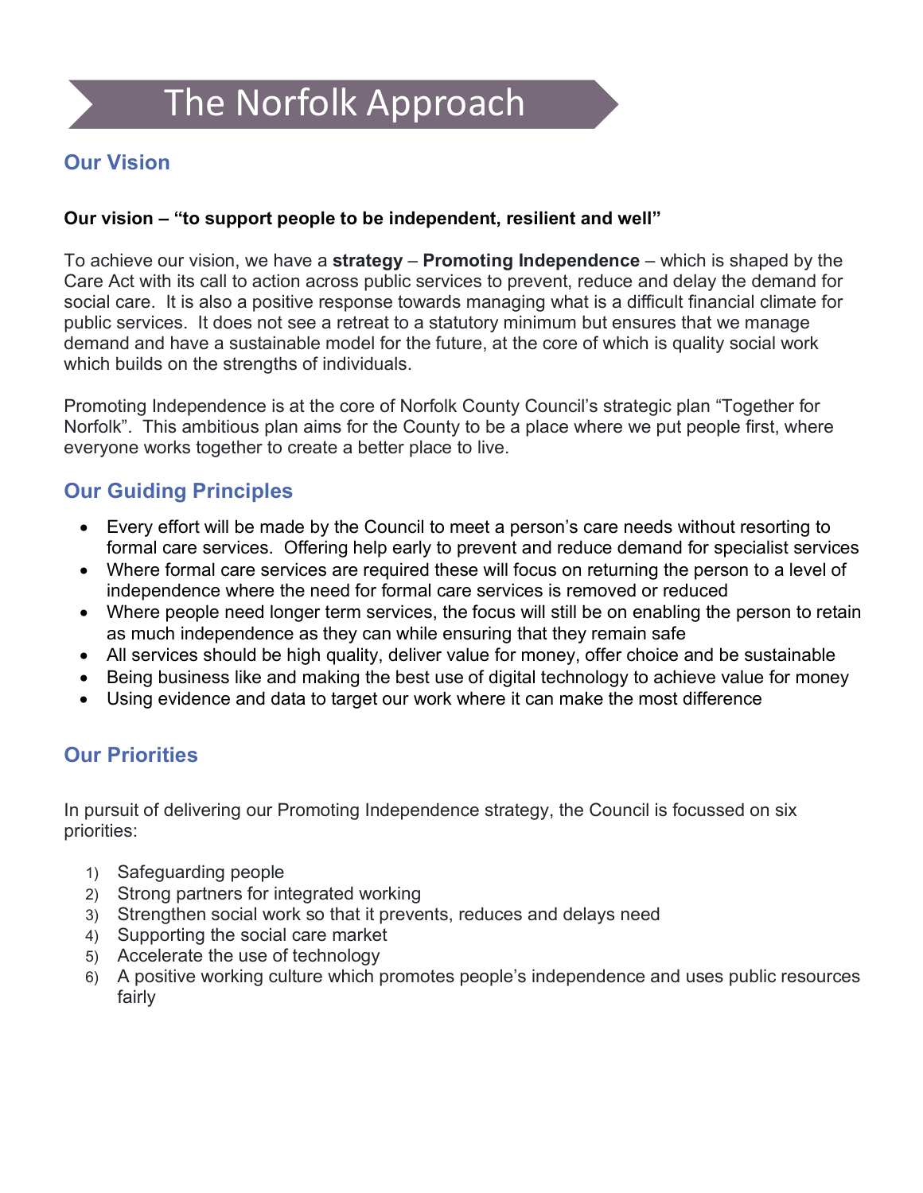# The Norfolk Approach

## Our Vision

**Our vision – "to support people to be independent, resilient and well"**

To achieve our vision, we have a **strategy** – **Promoting Independence** – which is shaped by the Care Act with its call to action across public services to prevent, reduce and delay the demand for social care. It is also a positive response towards managing what is a difficult financial climate for public services. It does not see a retreat to a statutory minimum but ensures that we manage demand and have a sustainable model for the future, at the core of which is quality social work which builds on the strengths of individuals.

Promoting Independence is at the core of Norfolk County Council's strategic plan "Together for Norfolk". This ambitious plan aims for the County to be a place where we put people first, where everyone works together to create a better place to live.

## Our Guiding Principles

- Every effort will be made by the Council to meet a person's care needs without resorting to formal care services. Offering help early to prevent and reduce demand for specialist services
- Where formal care services are required these will focus on returning the person to a level of independence where the need for formal care services is removed or reduced
- Where people need longer term services, the focus will still be on enabling the person to retain as much independence as they can while ensuring that they remain safe
- All services should be high quality, deliver value for money, offer choice and be sustainable
- Being business like and making the best use of digital technology to achieve value for money
- Using evidence and data to target our work where it can make the most difference

## Our Priorities

In pursuit of delivering our Promoting Independence strategy, the Council is focussed on six priorities:

1) Safeguarding people
2) Strong partners for integrated working
3) Strengthen social work so that it prevents, reduces and delays need
4) Supporting the social care market
5) Accelerate the use of technology
6) A positive working culture which promotes people's independence and uses public resources fairly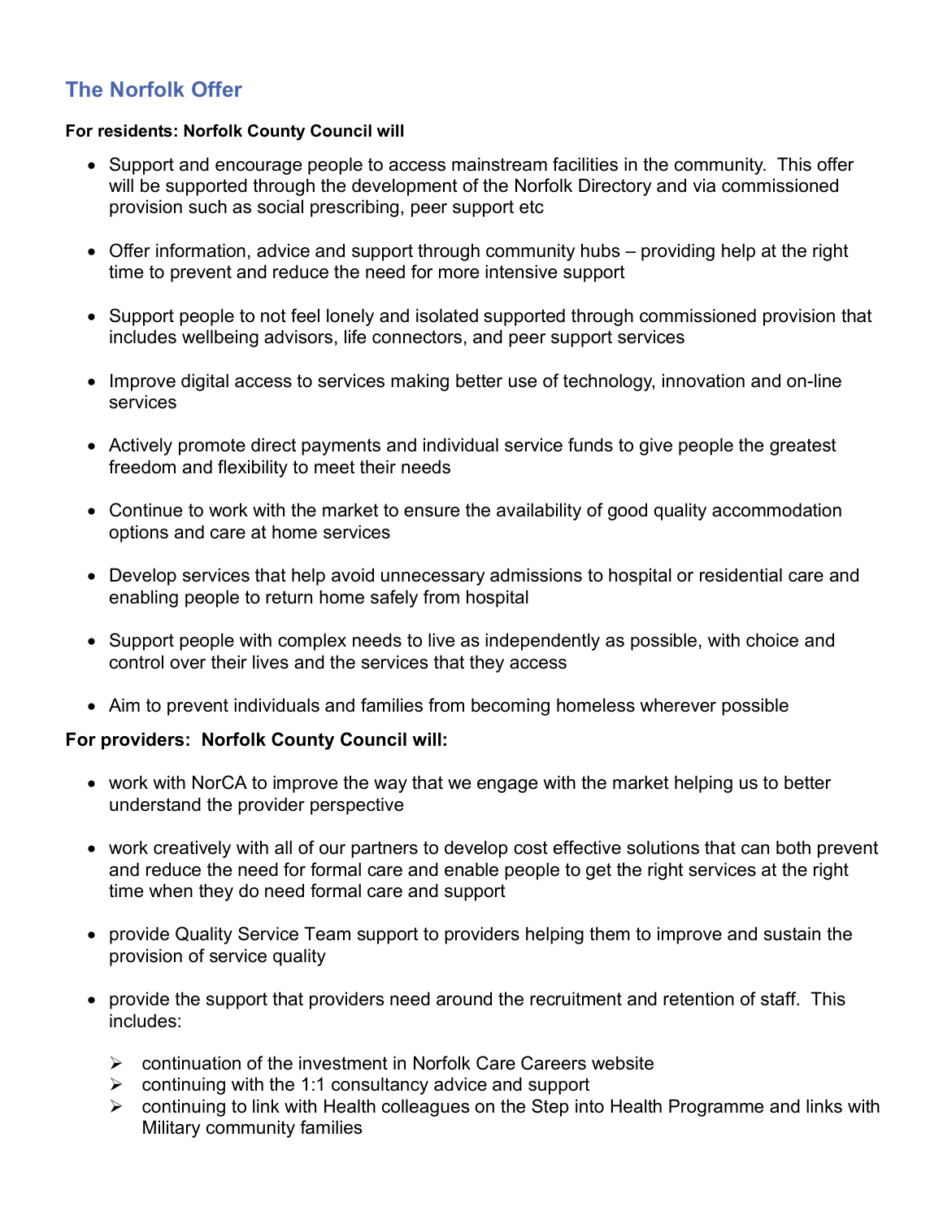## The Norfolk Offer

**For residents: Norfolk County Council will**

- Support and encourage people to access mainstream facilities in the community. This offer will be supported through the development of the Norfolk Directory and via commissioned provision such as social prescribing, peer support etc
- Offer information, advice and support through community hubs – providing help at the right time to prevent and reduce the need for more intensive support
- Support people to not feel lonely and isolated supported through commissioned provision that includes wellbeing advisors, life connectors, and peer support services
- Improve digital access to services making better use of technology, innovation and on-line services
- Actively promote direct payments and individual service funds to give people the greatest freedom and flexibility to meet their needs
- Continue to work with the market to ensure the availability of good quality accommodation options and care at home services
- Develop services that help avoid unnecessary admissions to hospital or residential care and enabling people to return home safely from hospital
- Support people with complex needs to live as independently as possible, with choice and control over their lives and the services that they access
- Aim to prevent individuals and families from becoming homeless wherever possible

**For providers: Norfolk County Council will:**

- work with NorCA to improve the way that we engage with the market helping us to better understand the provider perspective
- work creatively with all of our partners to develop cost effective solutions that can both prevent and reduce the need for formal care and enable people to get the right services at the right time when they do need formal care and support
- provide Quality Service Team support to providers helping them to improve and sustain the provision of service quality
- provide the support that providers need around the recruitment and retention of staff. This includes:
  - continuation of the investment in Norfolk Care Careers website
  - continuing with the 1:1 consultancy advice and support
  - continuing to link with Health colleagues on the Step into Health Programme and links with Military community families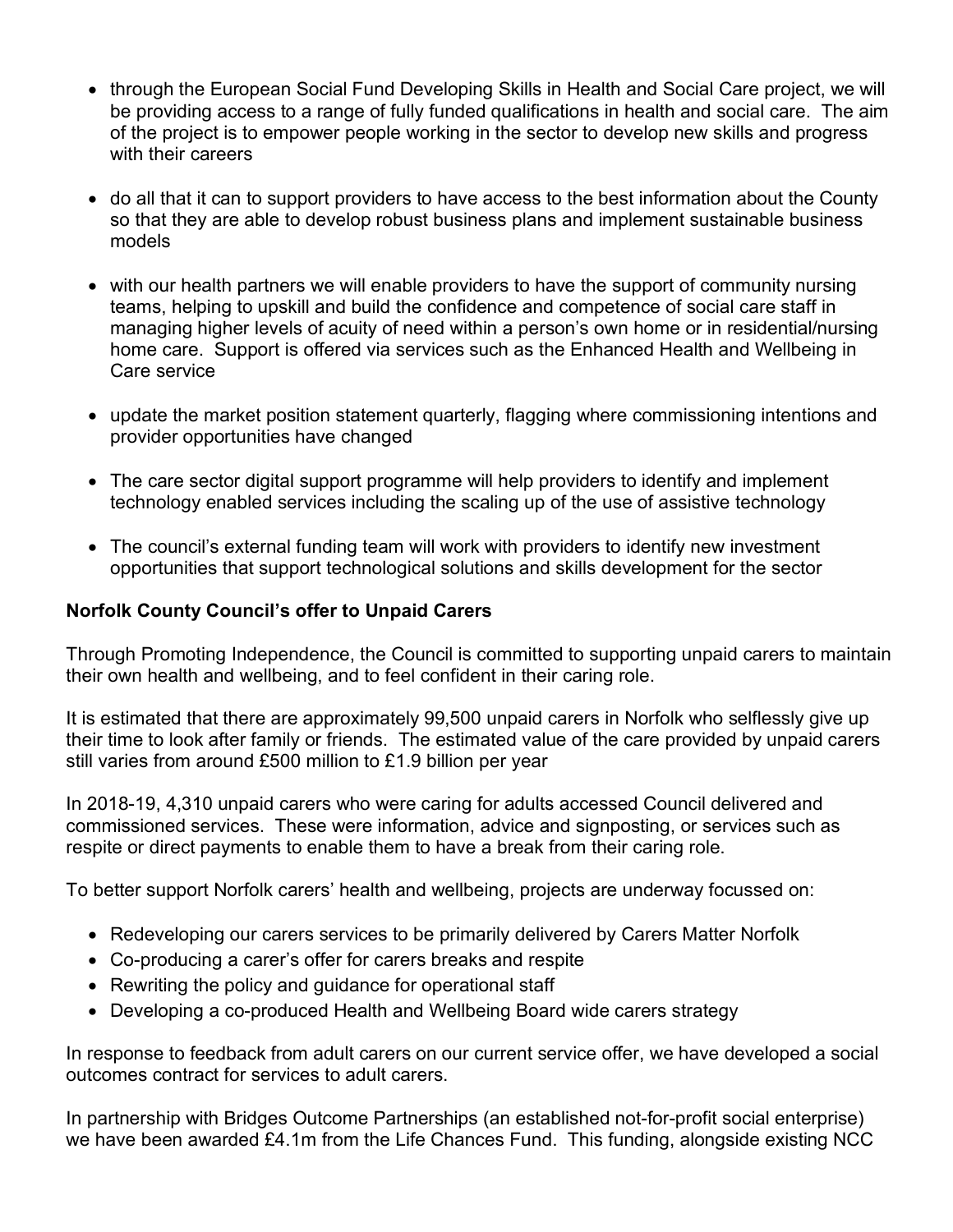- through the European Social Fund Developing Skills in Health and Social Care project, we will be providing access to a range of fully funded qualifications in health and social care. The aim of the project is to empower people working in the sector to develop new skills and progress with their careers

- do all that it can to support providers to have access to the best information about the County so that they are able to develop robust business plans and implement sustainable business models

- with our health partners we will enable providers to have the support of community nursing teams, helping to upskill and build the confidence and competence of social care staff in managing higher levels of acuity of need within a person's own home or in residential/nursing home care. Support is offered via services such as the Enhanced Health and Wellbeing in Care service

- update the market position statement quarterly, flagging where commissioning intentions and provider opportunities have changed

- The care sector digital support programme will help providers to identify and implement technology enabled services including the scaling up of the use of assistive technology

- The council's external funding team will work with providers to identify new investment opportunities that support technological solutions and skills development for the sector

**Norfolk County Council's offer to Unpaid Carers**

Through Promoting Independence, the Council is committed to supporting unpaid carers to maintain their own health and wellbeing, and to feel confident in their caring role.

It is estimated that there are approximately 99,500 unpaid carers in Norfolk who selflessly give up their time to look after family or friends. The estimated value of the care provided by unpaid carers still varies from around £500 million to £1.9 billion per year

In 2018-19, 4,310 unpaid carers who were caring for adults accessed Council delivered and commissioned services. These were information, advice and signposting, or services such as respite or direct payments to enable them to have a break from their caring role.

To better support Norfolk carers' health and wellbeing, projects are underway focussed on:

- Redeveloping our carers services to be primarily delivered by Carers Matter Norfolk
- Co-producing a carer's offer for carers breaks and respite
- Rewriting the policy and guidance for operational staff
- Developing a co-produced Health and Wellbeing Board wide carers strategy

In response to feedback from adult carers on our current service offer, we have developed a social outcomes contract for services to adult carers.

In partnership with Bridges Outcome Partnerships (an established not-for-profit social enterprise) we have been awarded £4.1m from the Life Chances Fund. This funding, alongside existing NCC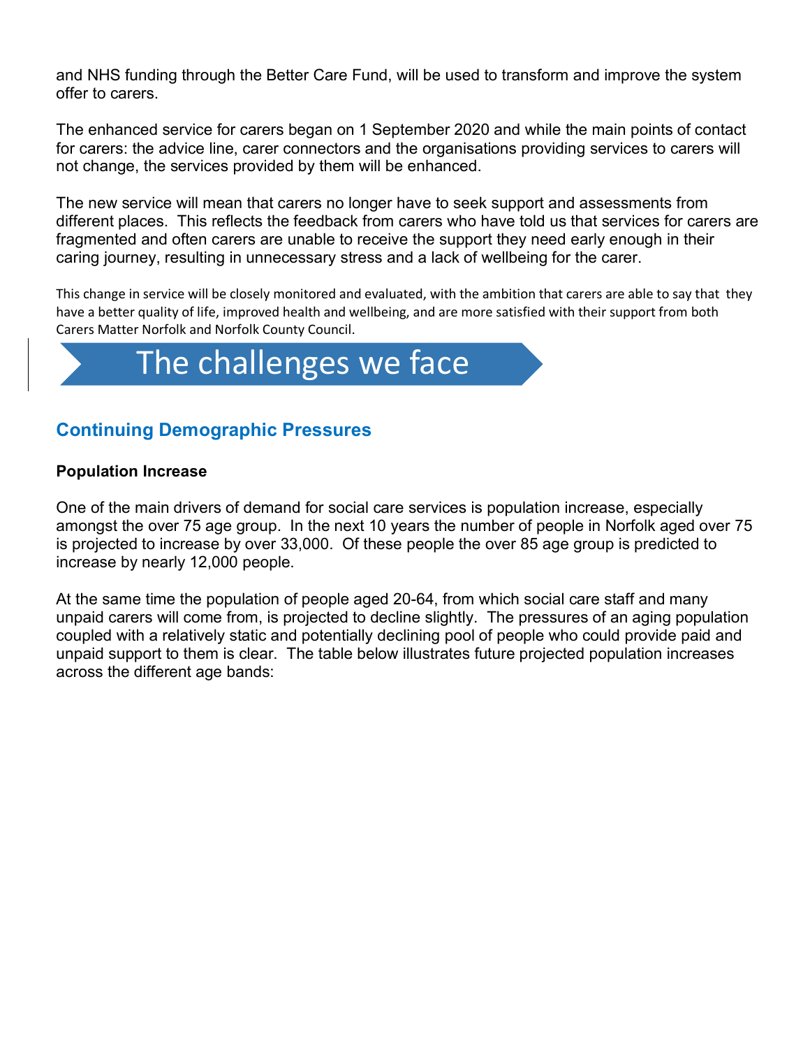and NHS funding through the Better Care Fund, will be used to transform and improve the system offer to carers.

The enhanced service for carers began on 1 September 2020 and while the main points of contact for carers: the advice line, carer connectors and the organisations providing services to carers will not change, the services provided by them will be enhanced.

The new service will mean that carers no longer have to seek support and assessments from different places. This reflects the feedback from carers who have told us that services for carers are fragmented and often carers are unable to receive the support they need early enough in their caring journey, resulting in unnecessary stress and a lack of wellbeing for the carer.

This change in service will be closely monitored and evaluated, with the ambition that carers are able to say that they have a better quality of life, improved health and wellbeing, and are more satisfied with their support from both Carers Matter Norfolk and Norfolk County Council.

# The challenges we face

## Continuing Demographic Pressures

### Population Increase

One of the main drivers of demand for social care services is population increase, especially amongst the over 75 age group. In the next 10 years the number of people in Norfolk aged over 75 is projected to increase by over 33,000. Of these people the over 85 age group is predicted to increase by nearly 12,000 people.

At the same time the population of people aged 20-64, from which social care staff and many unpaid carers will come from, is projected to decline slightly. The pressures of an aging population coupled with a relatively static and potentially declining pool of people who could provide paid and unpaid support to them is clear. The table below illustrates future projected population increases across the different age bands: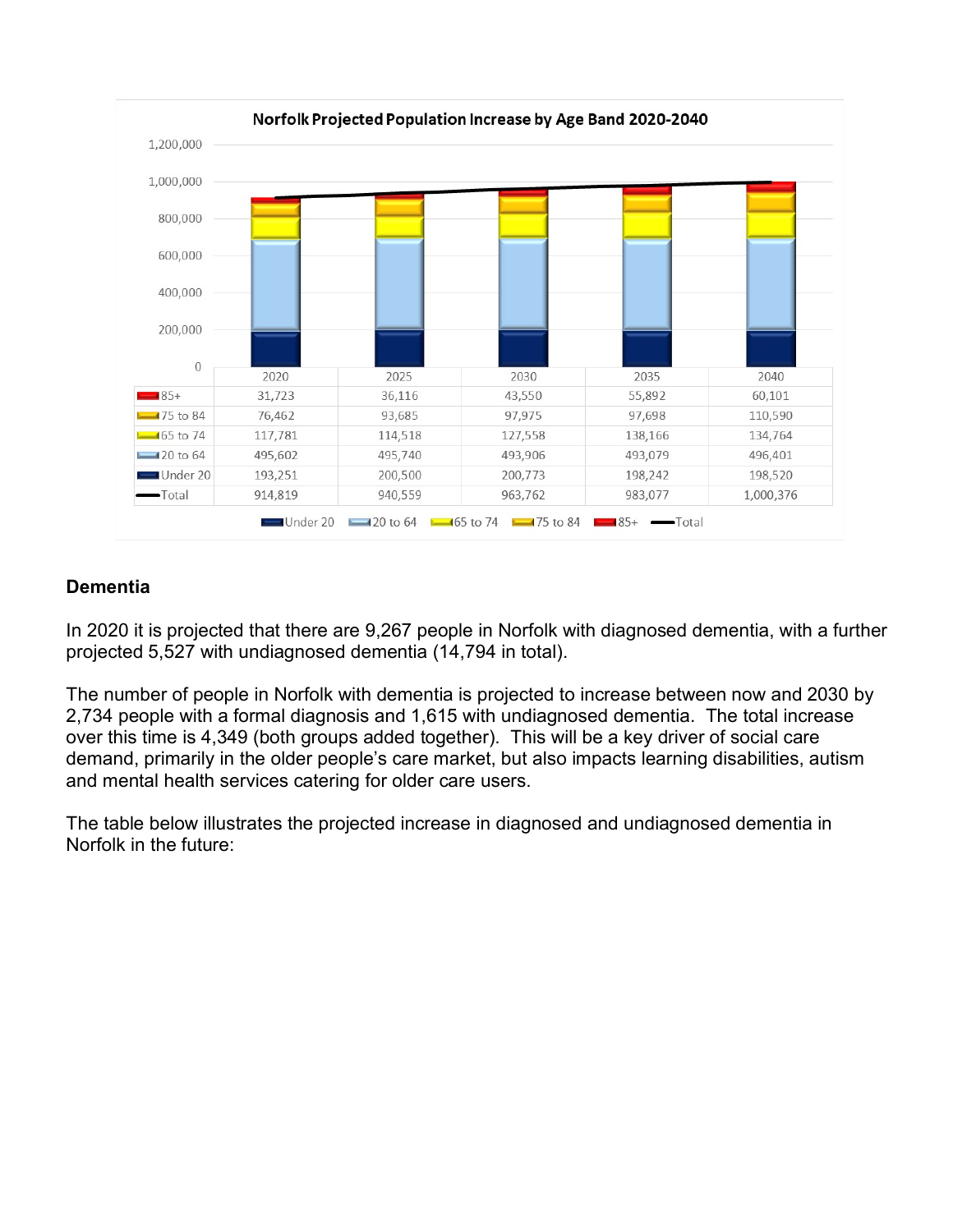**Norfolk Projected Population Increase by Age Band 2020-2040**

| | 2020 | 2025 | 2030 | 2035 | 2040 |
|---|---|---|---|---|---|
| 85+ | 31,723 | 36,116 | 43,550 | 55,892 | 60,101 |
| 75 to 84 | 76,462 | 93,685 | 97,975 | 97,698 | 110,590 |
| 65 to 74 | 117,781 | 114,518 | 127,558 | 138,166 | 134,764 |
| 20 to 64 | 495,602 | 495,740 | 493,906 | 493,079 | 496,401 |
| Under 20 | 193,251 | 200,500 | 200,773 | 198,242 | 198,520 |
| Total | 914,819 | 940,559 | 963,762 | 983,077 | 1,000,376 |

## Dementia

In 2020 it is projected that there are 9,267 people in Norfolk with diagnosed dementia, with a further projected 5,527 with undiagnosed dementia (14,794 in total).

The number of people in Norfolk with dementia is projected to increase between now and 2030 by 2,734 people with a formal diagnosis and 1,615 with undiagnosed dementia. The total increase over this time is 4,349 (both groups added together). This will be a key driver of social care demand, primarily in the older people's care market, but also impacts learning disabilities, autism and mental health services catering for older care users.

The table below illustrates the projected increase in diagnosed and undiagnosed dementia in Norfolk in the future: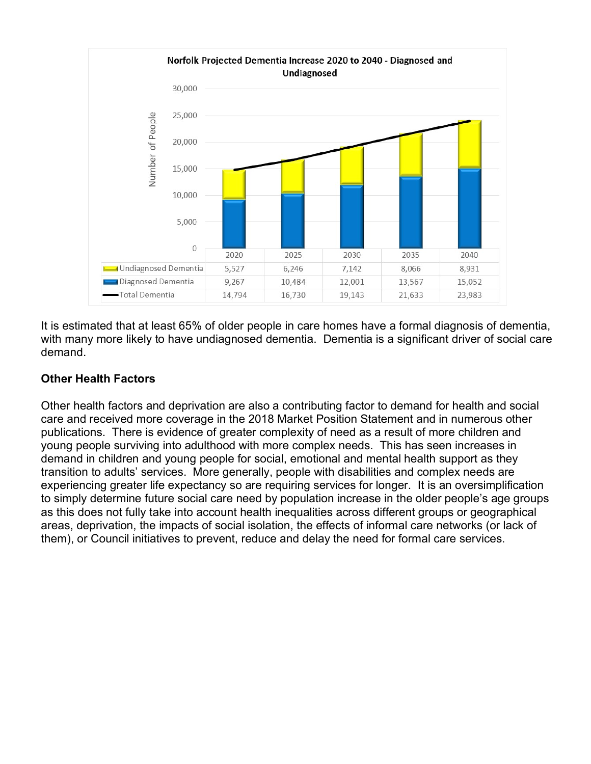**Norfolk Projected Dementia Increase 2020 to 2040 - Diagnosed and Undiagnosed**

| | 2020 | 2025 | 2030 | 2035 | 2040 |
|---|---|---|---|---|---|
| Undiagnosed Dementia | 5,527 | 6,246 | 7,142 | 8,066 | 8,931 |
| Diagnosed Dementia | 9,267 | 10,484 | 12,001 | 13,567 | 15,052 |
| Total Dementia | 14,794 | 16,730 | 19,143 | 21,633 | 23,983 |

It is estimated that at least 65% of older people in care homes have a formal diagnosis of dementia, with many more likely to have undiagnosed dementia. Dementia is a significant driver of social care demand.

### Other Health Factors

Other health factors and deprivation are also a contributing factor to demand for health and social care and received more coverage in the 2018 Market Position Statement and in numerous other publications. There is evidence of greater complexity of need as a result of more children and young people surviving into adulthood with more complex needs. This has seen increases in demand in children and young people for social, emotional and mental health support as they transition to adults' services. More generally, people with disabilities and complex needs are experiencing greater life expectancy so are requiring services for longer. It is an oversimplification to simply determine future social care need by population increase in the older people's age groups as this does not fully take into account health inequalities across different groups or geographical areas, deprivation, the impacts of social isolation, the effects of informal care networks (or lack of them), or Council initiatives to prevent, reduce and delay the need for formal care services.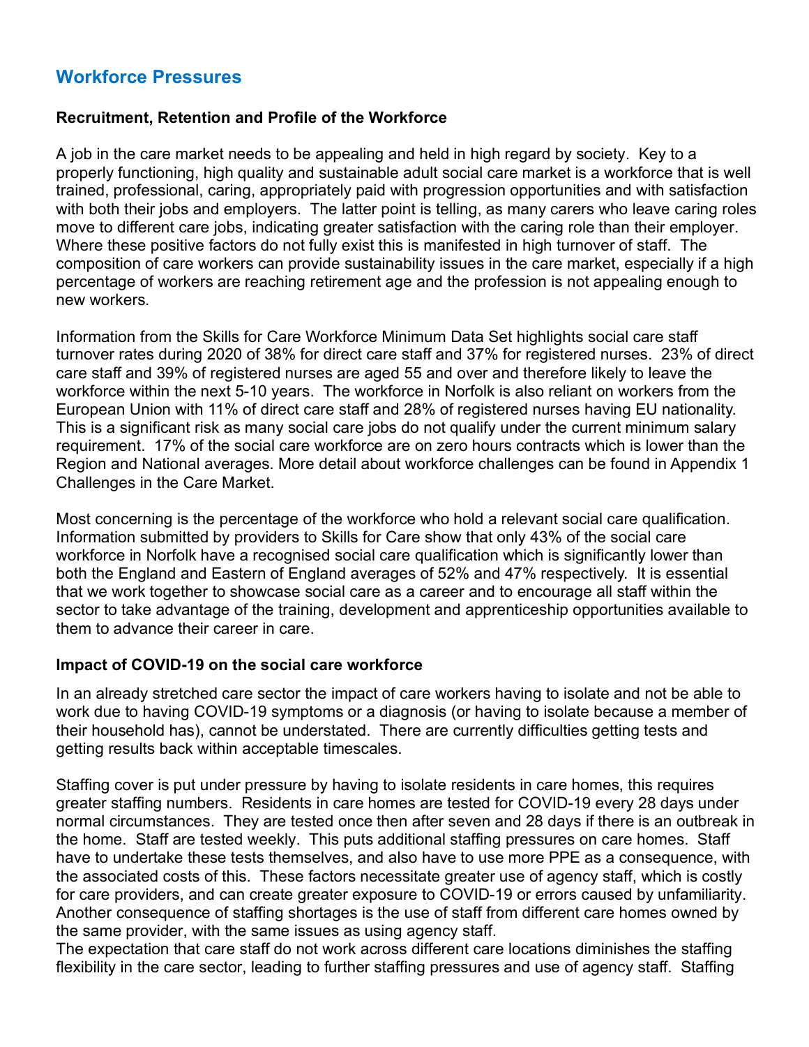## Workforce Pressures

### Recruitment, Retention and Profile of the Workforce

A job in the care market needs to be appealing and held in high regard by society. Key to a properly functioning, high quality and sustainable adult social care market is a workforce that is well trained, professional, caring, appropriately paid with progression opportunities and with satisfaction with both their jobs and employers. The latter point is telling, as many carers who leave caring roles move to different care jobs, indicating greater satisfaction with the caring role than their employer. Where these positive factors do not fully exist this is manifested in high turnover of staff. The composition of care workers can provide sustainability issues in the care market, especially if a high percentage of workers are reaching retirement age and the profession is not appealing enough to new workers.

Information from the Skills for Care Workforce Minimum Data Set highlights social care staff turnover rates during 2020 of 38% for direct care staff and 37% for registered nurses. 23% of direct care staff and 39% of registered nurses are aged 55 and over and therefore likely to leave the workforce within the next 5-10 years. The workforce in Norfolk is also reliant on workers from the European Union with 11% of direct care staff and 28% of registered nurses having EU nationality. This is a significant risk as many social care jobs do not qualify under the current minimum salary requirement. 17% of the social care workforce are on zero hours contracts which is lower than the Region and National averages. More detail about workforce challenges can be found in Appendix 1 Challenges in the Care Market.

Most concerning is the percentage of the workforce who hold a relevant social care qualification. Information submitted by providers to Skills for Care show that only 43% of the social care workforce in Norfolk have a recognised social care qualification which is significantly lower than both the England and Eastern of England averages of 52% and 47% respectively. It is essential that we work together to showcase social care as a career and to encourage all staff within the sector to take advantage of the training, development and apprenticeship opportunities available to them to advance their career in care.

### Impact of COVID-19 on the social care workforce

In an already stretched care sector the impact of care workers having to isolate and not be able to work due to having COVID-19 symptoms or a diagnosis (or having to isolate because a member of their household has), cannot be understated. There are currently difficulties getting tests and getting results back within acceptable timescales.

Staffing cover is put under pressure by having to isolate residents in care homes, this requires greater staffing numbers. Residents in care homes are tested for COVID-19 every 28 days under normal circumstances. They are tested once then after seven and 28 days if there is an outbreak in the home. Staff are tested weekly. This puts additional staffing pressures on care homes. Staff have to undertake these tests themselves, and also have to use more PPE as a consequence, with the associated costs of this. These factors necessitate greater use of agency staff, which is costly for care providers, and can create greater exposure to COVID-19 or errors caused by unfamiliarity. Another consequence of staffing shortages is the use of staff from different care homes owned by the same provider, with the same issues as using agency staff.

The expectation that care staff do not work across different care locations diminishes the staffing flexibility in the care sector, leading to further staffing pressures and use of agency staff. Staffing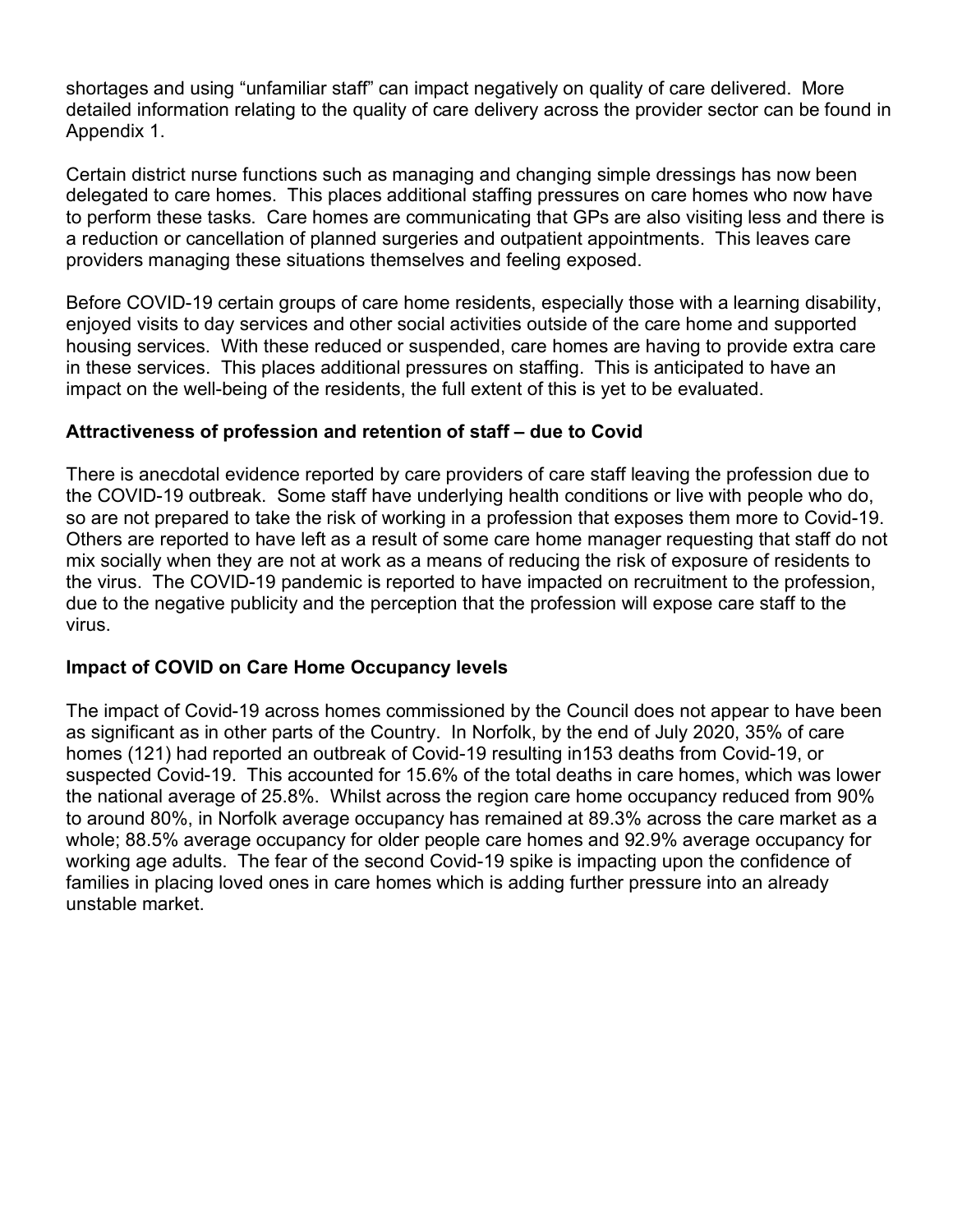shortages and using "unfamiliar staff" can impact negatively on quality of care delivered. More detailed information relating to the quality of care delivery across the provider sector can be found in Appendix 1.

Certain district nurse functions such as managing and changing simple dressings has now been delegated to care homes. This places additional staffing pressures on care homes who now have to perform these tasks. Care homes are communicating that GPs are also visiting less and there is a reduction or cancellation of planned surgeries and outpatient appointments. This leaves care providers managing these situations themselves and feeling exposed.

Before COVID-19 certain groups of care home residents, especially those with a learning disability, enjoyed visits to day services and other social activities outside of the care home and supported housing services. With these reduced or suspended, care homes are having to provide extra care in these services. This places additional pressures on staffing. This is anticipated to have an impact on the well-being of the residents, the full extent of this is yet to be evaluated.

**Attractiveness of profession and retention of staff – due to Covid**

There is anecdotal evidence reported by care providers of care staff leaving the profession due to the COVID-19 outbreak. Some staff have underlying health conditions or live with people who do, so are not prepared to take the risk of working in a profession that exposes them more to Covid-19. Others are reported to have left as a result of some care home manager requesting that staff do not mix socially when they are not at work as a means of reducing the risk of exposure of residents to the virus. The COVID-19 pandemic is reported to have impacted on recruitment to the profession, due to the negative publicity and the perception that the profession will expose care staff to the virus.

**Impact of COVID on Care Home Occupancy levels**

The impact of Covid-19 across homes commissioned by the Council does not appear to have been as significant as in other parts of the Country. In Norfolk, by the end of July 2020, 35% of care homes (121) had reported an outbreak of Covid-19 resulting in153 deaths from Covid-19, or suspected Covid-19. This accounted for 15.6% of the total deaths in care homes, which was lower the national average of 25.8%. Whilst across the region care home occupancy reduced from 90% to around 80%, in Norfolk average occupancy has remained at 89.3% across the care market as a whole; 88.5% average occupancy for older people care homes and 92.9% average occupancy for working age adults. The fear of the second Covid-19 spike is impacting upon the confidence of families in placing loved ones in care homes which is adding further pressure into an already unstable market.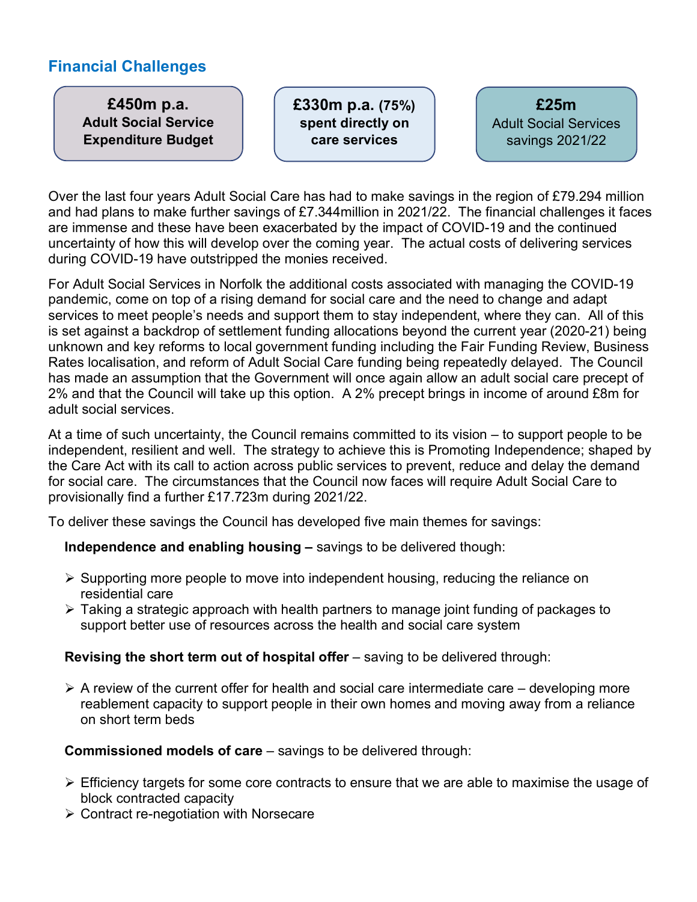## Financial Challenges

**£450m p.a.**
**Adult Social Service Expenditure Budget**

**£330m p.a. (75%)**
**spent directly on care services**

**£25m**
Adult Social Services savings 2021/22

Over the last four years Adult Social Care has had to make savings in the region of £79.294 million and had plans to make further savings of £7.344million in 2021/22. The financial challenges it faces are immense and these have been exacerbated by the impact of COVID-19 and the continued uncertainty of how this will develop over the coming year. The actual costs of delivering services during COVID-19 have outstripped the monies received.

For Adult Social Services in Norfolk the additional costs associated with managing the COVID-19 pandemic, come on top of a rising demand for social care and the need to change and adapt services to meet people's needs and support them to stay independent, where they can. All of this is set against a backdrop of settlement funding allocations beyond the current year (2020-21) being unknown and key reforms to local government funding including the Fair Funding Review, Business Rates localisation, and reform of Adult Social Care funding being repeatedly delayed. The Council has made an assumption that the Government will once again allow an adult social care precept of 2% and that the Council will take up this option. A 2% precept brings in income of around £8m for adult social services.

At a time of such uncertainty, the Council remains committed to its vision – to support people to be independent, resilient and well. The strategy to achieve this is Promoting Independence; shaped by the Care Act with its call to action across public services to prevent, reduce and delay the demand for social care. The circumstances that the Council now faces will require Adult Social Care to provisionally find a further £17.723m during 2021/22.

To deliver these savings the Council has developed five main themes for savings:

**Independence and enabling housing –** savings to be delivered though:

- Supporting more people to move into independent housing, reducing the reliance on residential care
- Taking a strategic approach with health partners to manage joint funding of packages to support better use of resources across the health and social care system

**Revising the short term out of hospital offer** – saving to be delivered through:

- A review of the current offer for health and social care intermediate care – developing more reablement capacity to support people in their own homes and moving away from a reliance on short term beds

**Commissioned models of care** – savings to be delivered through:

- Efficiency targets for some core contracts to ensure that we are able to maximise the usage of block contracted capacity
- Contract re-negotiation with Norsecare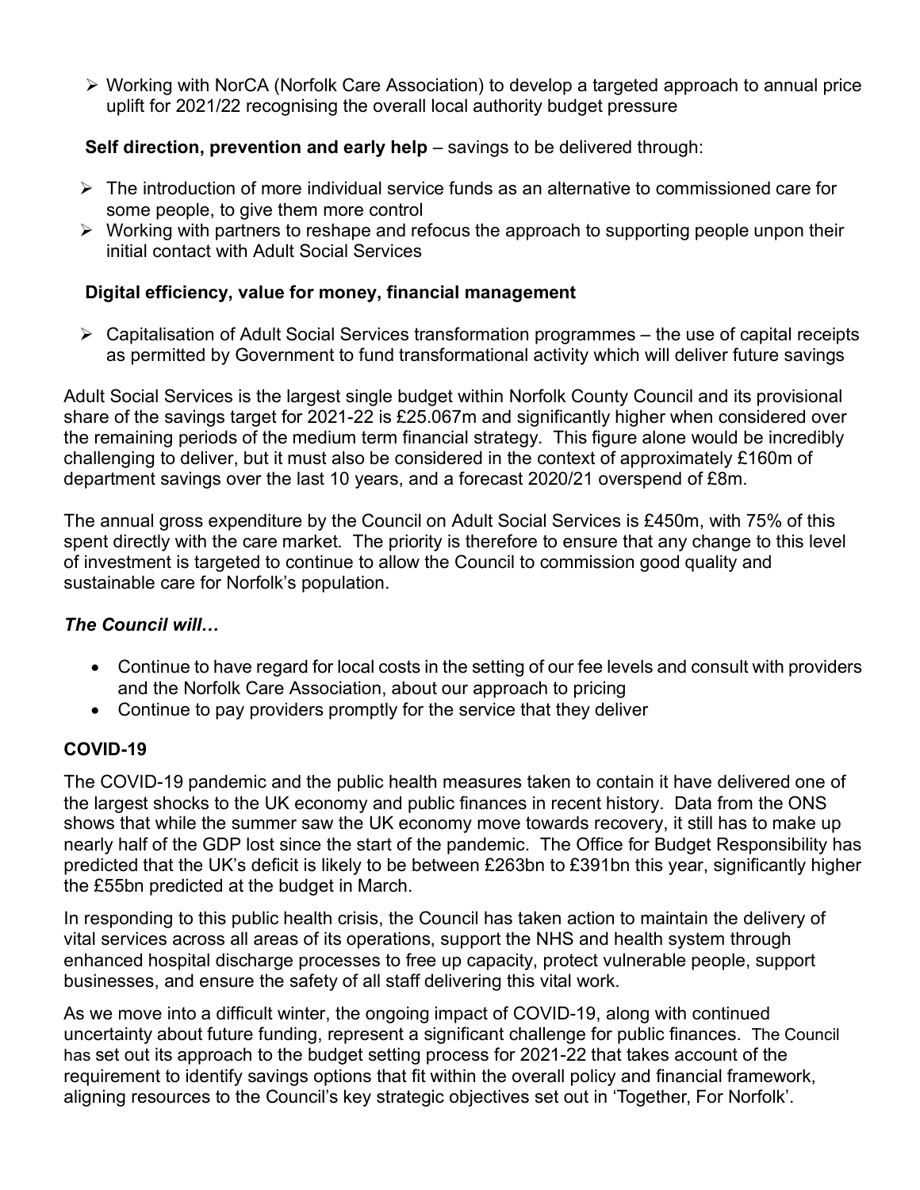- Working with NorCA (Norfolk Care Association) to develop a targeted approach to annual price uplift for 2021/22 recognising the overall local authority budget pressure

**Self direction, prevention and early help** – savings to be delivered through:

- The introduction of more individual service funds as an alternative to commissioned care for some people, to give them more control
- Working with partners to reshape and refocus the approach to supporting people unpon their initial contact with Adult Social Services

**Digital efficiency, value for money, financial management**

- Capitalisation of Adult Social Services transformation programmes – the use of capital receipts as permitted by Government to fund transformational activity which will deliver future savings

Adult Social Services is the largest single budget within Norfolk County Council and its provisional share of the savings target for 2021-22 is £25.067m and significantly higher when considered over the remaining periods of the medium term financial strategy. This figure alone would be incredibly challenging to deliver, but it must also be considered in the context of approximately £160m of department savings over the last 10 years, and a forecast 2020/21 overspend of £8m.

The annual gross expenditure by the Council on Adult Social Services is £450m, with 75% of this spent directly with the care market. The priority is therefore to ensure that any change to this level of investment is targeted to continue to allow the Council to commission good quality and sustainable care for Norfolk's population.

***The Council will…***

- Continue to have regard for local costs in the setting of our fee levels and consult with providers and the Norfolk Care Association, about our approach to pricing
- Continue to pay providers promptly for the service that they deliver

## COVID-19

The COVID-19 pandemic and the public health measures taken to contain it have delivered one of the largest shocks to the UK economy and public finances in recent history. Data from the ONS shows that while the summer saw the UK economy move towards recovery, it still has to make up nearly half of the GDP lost since the start of the pandemic. The Office for Budget Responsibility has predicted that the UK's deficit is likely to be between £263bn to £391bn this year, significantly higher the £55bn predicted at the budget in March.

In responding to this public health crisis, the Council has taken action to maintain the delivery of vital services across all areas of its operations, support the NHS and health system through enhanced hospital discharge processes to free up capacity, protect vulnerable people, support businesses, and ensure the safety of all staff delivering this vital work.

As we move into a difficult winter, the ongoing impact of COVID-19, along with continued uncertainty about future funding, represent a significant challenge for public finances. The Council has set out its approach to the budget setting process for 2021-22 that takes account of the requirement to identify savings options that fit within the overall policy and financial framework, aligning resources to the Council's key strategic objectives set out in 'Together, For Norfolk'.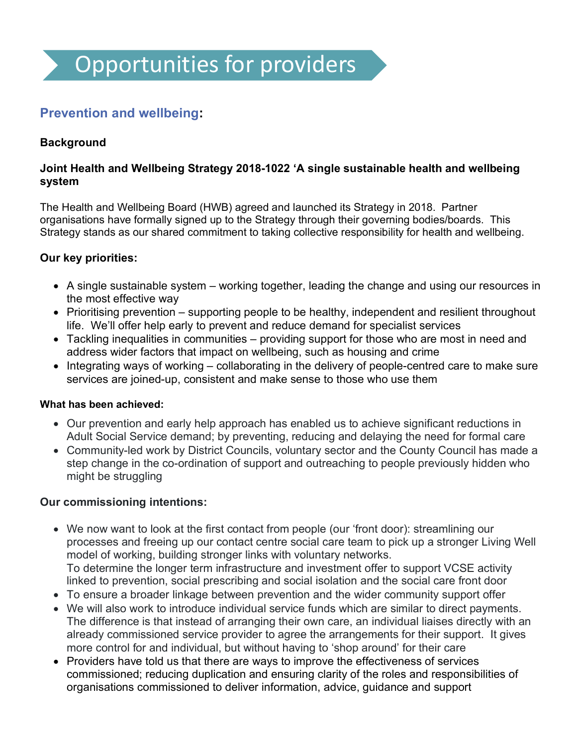# Opportunities for providers

## Prevention and wellbeing:

**Background**

**Joint Health and Wellbeing Strategy 2018-1022 'A single sustainable health and wellbeing system**

The Health and Wellbeing Board (HWB) agreed and launched its Strategy in 2018. Partner organisations have formally signed up to the Strategy through their governing bodies/boards. This Strategy stands as our shared commitment to taking collective responsibility for health and wellbeing.

**Our key priorities:**

- A single sustainable system – working together, leading the change and using our resources in the most effective way
- Prioritising prevention – supporting people to be healthy, independent and resilient throughout life. We'll offer help early to prevent and reduce demand for specialist services
- Tackling inequalities in communities – providing support for those who are most in need and address wider factors that impact on wellbeing, such as housing and crime
- Integrating ways of working – collaborating in the delivery of people-centred care to make sure services are joined-up, consistent and make sense to those who use them

**What has been achieved:**

- Our prevention and early help approach has enabled us to achieve significant reductions in Adult Social Service demand; by preventing, reducing and delaying the need for formal care
- Community-led work by District Councils, voluntary sector and the County Council has made a step change in the co-ordination of support and outreaching to people previously hidden who might be struggling

**Our commissioning intentions:**

- We now want to look at the first contact from people (our 'front door): streamlining our processes and freeing up our contact centre social care team to pick up a stronger Living Well model of working, building stronger links with voluntary networks.
  To determine the longer term infrastructure and investment offer to support VCSE activity linked to prevention, social prescribing and social isolation and the social care front door
- To ensure a broader linkage between prevention and the wider community support offer
- We will also work to introduce individual service funds which are similar to direct payments. The difference is that instead of arranging their own care, an individual liaises directly with an already commissioned service provider to agree the arrangements for their support. It gives more control for and individual, but without having to 'shop around' for their care
- Providers have told us that there are ways to improve the effectiveness of services commissioned; reducing duplication and ensuring clarity of the roles and responsibilities of organisations commissioned to deliver information, advice, guidance and support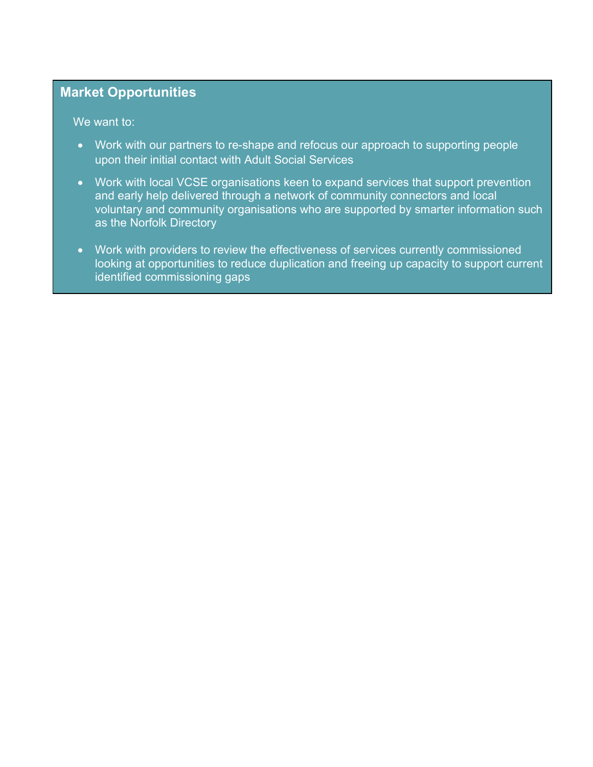**Market Opportunities**

We want to:

- Work with our partners to re-shape and refocus our approach to supporting people upon their initial contact with Adult Social Services
- Work with local VCSE organisations keen to expand services that support prevention and early help delivered through a network of community connectors and local voluntary and community organisations who are supported by smarter information such as the Norfolk Directory
- Work with providers to review the effectiveness of services currently commissioned looking at opportunities to reduce duplication and freeing up capacity to support current identified commissioning gaps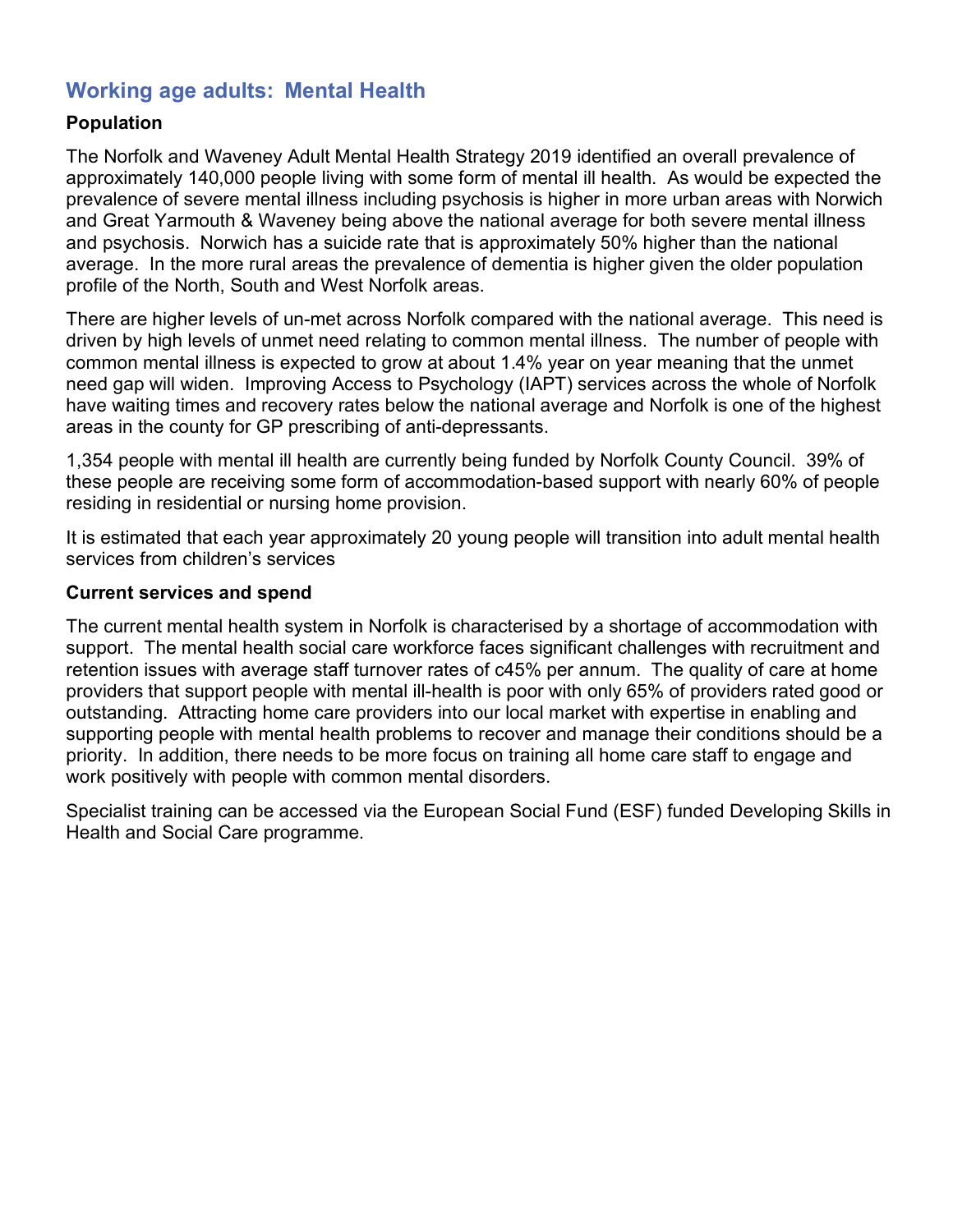## Working age adults: Mental Health

### Population

The Norfolk and Waveney Adult Mental Health Strategy 2019 identified an overall prevalence of approximately 140,000 people living with some form of mental ill health. As would be expected the prevalence of severe mental illness including psychosis is higher in more urban areas with Norwich and Great Yarmouth & Waveney being above the national average for both severe mental illness and psychosis. Norwich has a suicide rate that is approximately 50% higher than the national average. In the more rural areas the prevalence of dementia is higher given the older population profile of the North, South and West Norfolk areas.

There are higher levels of un-met across Norfolk compared with the national average. This need is driven by high levels of unmet need relating to common mental illness. The number of people with common mental illness is expected to grow at about 1.4% year on year meaning that the unmet need gap will widen. Improving Access to Psychology (IAPT) services across the whole of Norfolk have waiting times and recovery rates below the national average and Norfolk is one of the highest areas in the county for GP prescribing of anti-depressants.

1,354 people with mental ill health are currently being funded by Norfolk County Council. 39% of these people are receiving some form of accommodation-based support with nearly 60% of people residing in residential or nursing home provision.

It is estimated that each year approximately 20 young people will transition into adult mental health services from children's services

### Current services and spend

The current mental health system in Norfolk is characterised by a shortage of accommodation with support. The mental health social care workforce faces significant challenges with recruitment and retention issues with average staff turnover rates of c45% per annum. The quality of care at home providers that support people with mental ill-health is poor with only 65% of providers rated good or outstanding. Attracting home care providers into our local market with expertise in enabling and supporting people with mental health problems to recover and manage their conditions should be a priority. In addition, there needs to be more focus on training all home care staff to engage and work positively with people with common mental disorders.

Specialist training can be accessed via the European Social Fund (ESF) funded Developing Skills in Health and Social Care programme.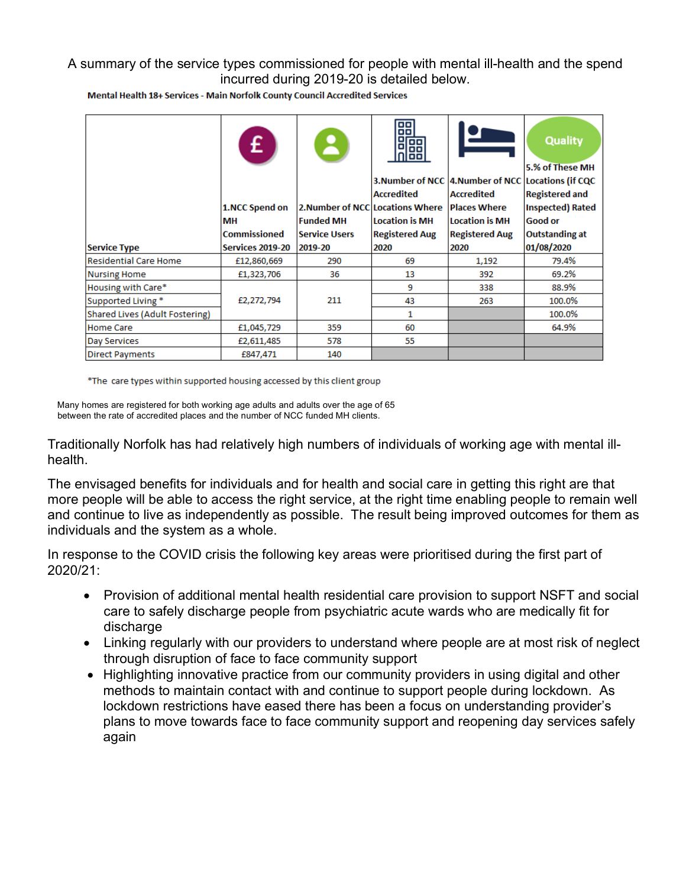A summary of the service types commissioned for people with mental ill-health and the spend incurred during 2019-20 is detailed below.

**Mental Health 18+ Services - Main Norfolk County Council Accredited Services**

| Service Type | 1.NCC Spend on MH Commissioned Services 2019-20 | 2.Number of NCC Funded MH Service Users 2019-20 | 3.Number of NCC Accredited Locations Where Location is MH Registered Aug 2020 | 4.Number of NCC Accredited Places Where Location is MH Registered Aug 2020 | 5.% of These MH Locations (if CQC Registered and Inspected) Rated Good or Outstanding at 01/08/2020 |
|---|---|---|---|---|---|
| Residential Care Home | £12,860,669 | 290 | 69 | 1,192 | 79.4% |
| Nursing Home | £1,323,706 | 36 | 13 | 392 | 69.2% |
| Housing with Care* | £2,272,794 | 211 | 9 | 338 | 88.9% |
| Supported Living * | | | 43 | 263 | 100.0% |
| Shared Lives (Adult Fostering) | | | 1 | | 100.0% |
| Home Care | £1,045,729 | 359 | 60 | | 64.9% |
| Day Services | £2,611,485 | 578 | 55 | | |
| Direct Payments | £847,471 | 140 | | | |

*The care types within supported housing accessed by this client group

Many homes are registered for both working age adults and adults over the age of 65 between the rate of accredited places and the number of NCC funded MH clients.

Traditionally Norfolk has had relatively high numbers of individuals of working age with mental ill-health.

The envisaged benefits for individuals and for health and social care in getting this right are that more people will be able to access the right service, at the right time enabling people to remain well and continue to live as independently as possible. The result being improved outcomes for them as individuals and the system as a whole.

In response to the COVID crisis the following key areas were prioritised during the first part of 2020/21:

- Provision of additional mental health residential care provision to support NSFT and social care to safely discharge people from psychiatric acute wards who are medically fit for discharge
- Linking regularly with our providers to understand where people are at most risk of neglect through disruption of face to face community support
- Highlighting innovative practice from our community providers in using digital and other methods to maintain contact with and continue to support people during lockdown. As lockdown restrictions have eased there has been a focus on understanding provider's plans to move towards face to face community support and reopening day services safely again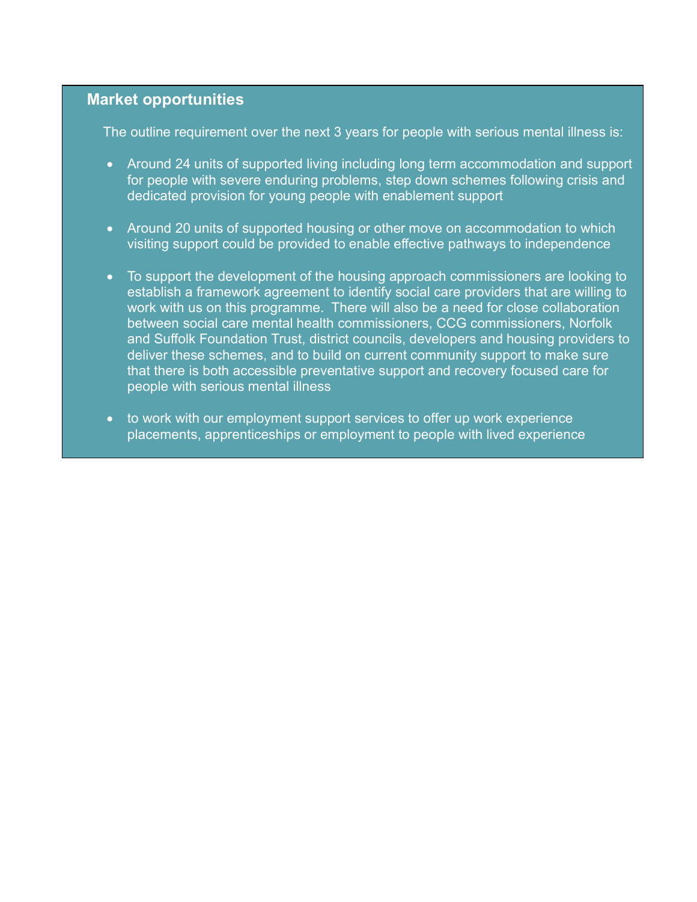## Market opportunities

The outline requirement over the next 3 years for people with serious mental illness is:

- Around 24 units of supported living including long term accommodation and support for people with severe enduring problems, step down schemes following crisis and dedicated provision for young people with enablement support

- Around 20 units of supported housing or other move on accommodation to which visiting support could be provided to enable effective pathways to independence

- To support the development of the housing approach commissioners are looking to establish a framework agreement to identify social care providers that are willing to work with us on this programme. There will also be a need for close collaboration between social care mental health commissioners, CCG commissioners, Norfolk and Suffolk Foundation Trust, district councils, developers and housing providers to deliver these schemes, and to build on current community support to make sure that there is both accessible preventative support and recovery focused care for people with serious mental illness

- to work with our employment support services to offer up work experience placements, apprenticeships or employment to people with lived experience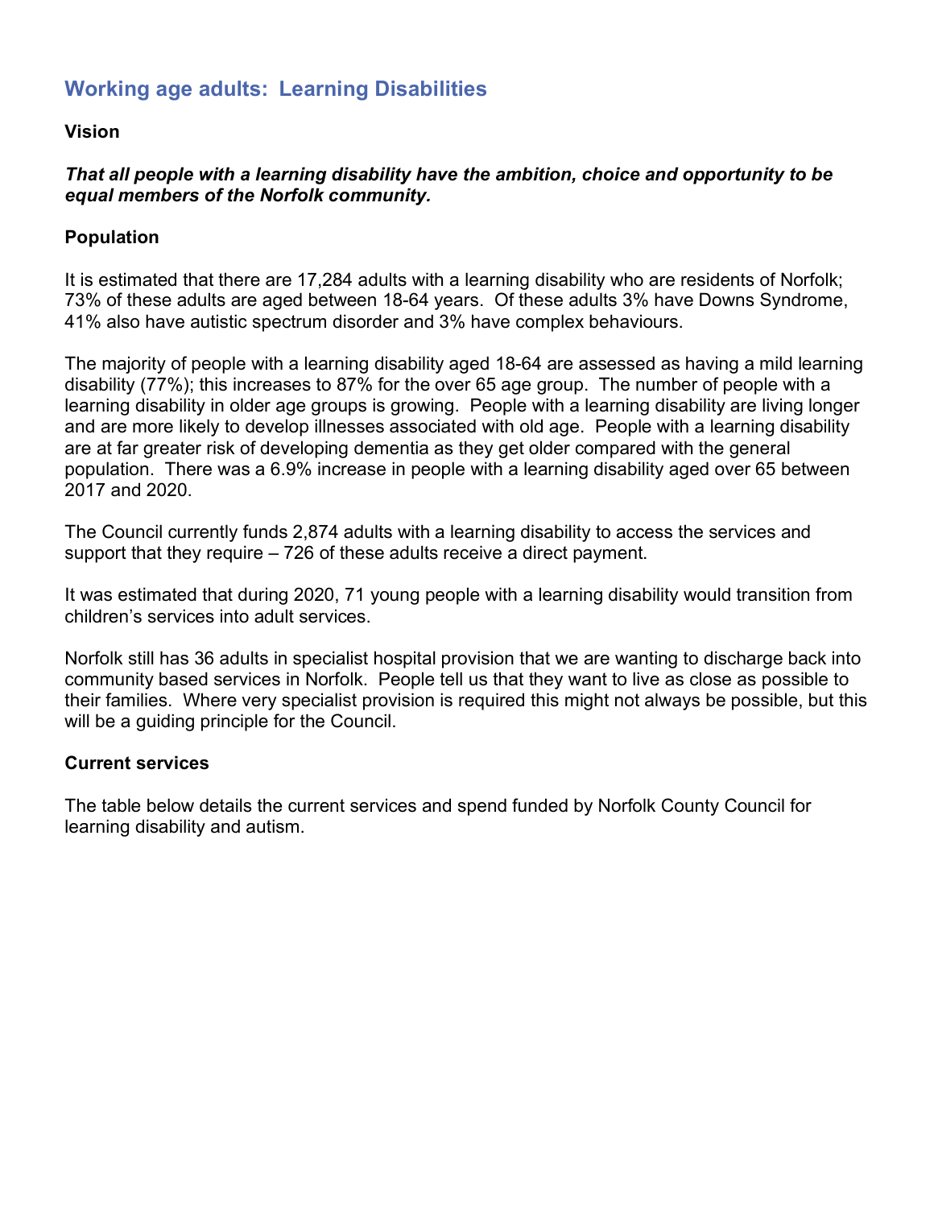## Working age adults: Learning Disabilities

**Vision**

***That all people with a learning disability have the ambition, choice and opportunity to be equal members of the Norfolk community.***

**Population**

It is estimated that there are 17,284 adults with a learning disability who are residents of Norfolk; 73% of these adults are aged between 18-64 years. Of these adults 3% have Downs Syndrome, 41% also have autistic spectrum disorder and 3% have complex behaviours.

The majority of people with a learning disability aged 18-64 are assessed as having a mild learning disability (77%); this increases to 87% for the over 65 age group. The number of people with a learning disability in older age groups is growing. People with a learning disability are living longer and are more likely to develop illnesses associated with old age. People with a learning disability are at far greater risk of developing dementia as they get older compared with the general population. There was a 6.9% increase in people with a learning disability aged over 65 between 2017 and 2020.

The Council currently funds 2,874 adults with a learning disability to access the services and support that they require – 726 of these adults receive a direct payment.

It was estimated that during 2020, 71 young people with a learning disability would transition from children's services into adult services.

Norfolk still has 36 adults in specialist hospital provision that we are wanting to discharge back into community based services in Norfolk. People tell us that they want to live as close as possible to their families. Where very specialist provision is required this might not always be possible, but this will be a guiding principle for the Council.

**Current services**

The table below details the current services and spend funded by Norfolk County Council for learning disability and autism.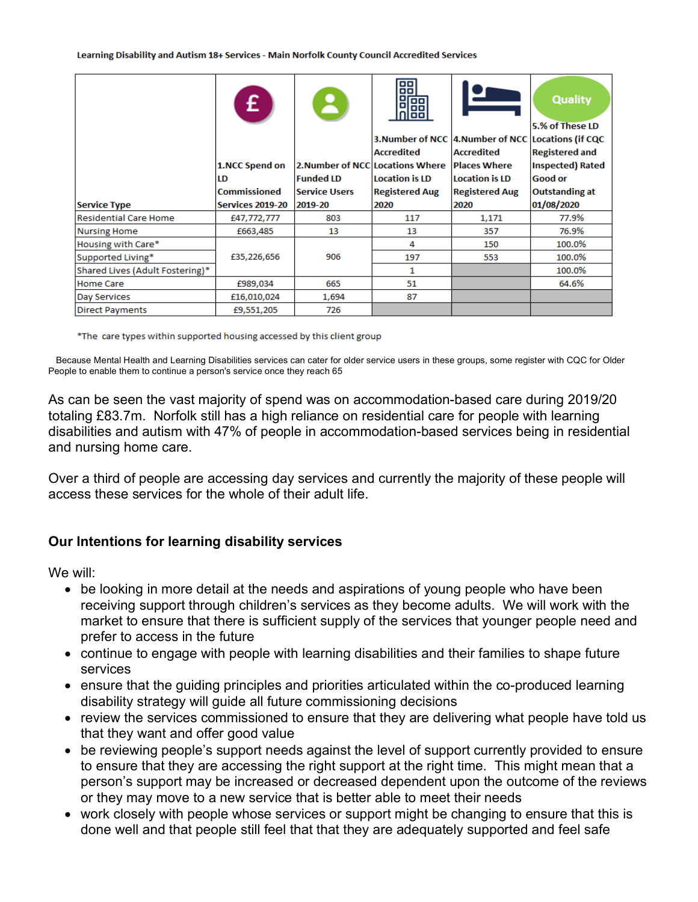**Learning Disability and Autism 18+ Services - Main Norfolk County Council Accredited Services**

| Service Type | 1.NCC Spend on LD Commissioned Services 2019-20 | 2.Number of NCC Funded LD Service Users 2019-20 | 3.Number of NCC Accredited Locations Where Location is LD Registered Aug 2020 | 4.Number of NCC Accredited Places Where Location is LD Registered Aug 2020 | 5.% of These LD Locations (if CQC Registered and Inspected) Rated Good or Outstanding at 01/08/2020 |
|---|---|---|---|---|---|
| Residential Care Home | £47,772,777 | 803 | 117 | 1,171 | 77.9% |
| Nursing Home | £663,485 | 13 | 13 | 357 | 76.9% |
| Housing with Care* | £35,226,656 | 906 | 4 | 150 | 100.0% |
| Supported Living* | | | 197 | 553 | 100.0% |
| Shared Lives (Adult Fostering)* | | | 1 | | 100.0% |
| Home Care | £989,034 | 665 | 51 | | 64.6% |
| Day Services | £16,010,024 | 1,694 | 87 | | |
| Direct Payments | £9,551,205 | 726 | | | |

*The care types within supported housing accessed by this client group

Because Mental Health and Learning Disabilities services can cater for older service users in these groups, some register with CQC for Older People to enable them to continue a person's service once they reach 65

As can be seen the vast majority of spend was on accommodation-based care during 2019/20 totaling £83.7m. Norfolk still has a high reliance on residential care for people with learning disabilities and autism with 47% of people in accommodation-based services being in residential and nursing home care.

Over a third of people are accessing day services and currently the majority of these people will access these services for the whole of their adult life.

### Our Intentions for learning disability services

We will:

- be looking in more detail at the needs and aspirations of young people who have been receiving support through children's services as they become adults. We will work with the market to ensure that there is sufficient supply of the services that younger people need and prefer to access in the future
- continue to engage with people with learning disabilities and their families to shape future services
- ensure that the guiding principles and priorities articulated within the co-produced learning disability strategy will guide all future commissioning decisions
- review the services commissioned to ensure that they are delivering what people have told us that they want and offer good value
- be reviewing people's support needs against the level of support currently provided to ensure to ensure that they are accessing the right support at the right time. This might mean that a person's support may be increased or decreased dependent upon the outcome of the reviews or they may move to a new service that is better able to meet their needs
- work closely with people whose services or support might be changing to ensure that this is done well and that people still feel that that they are adequately supported and feel safe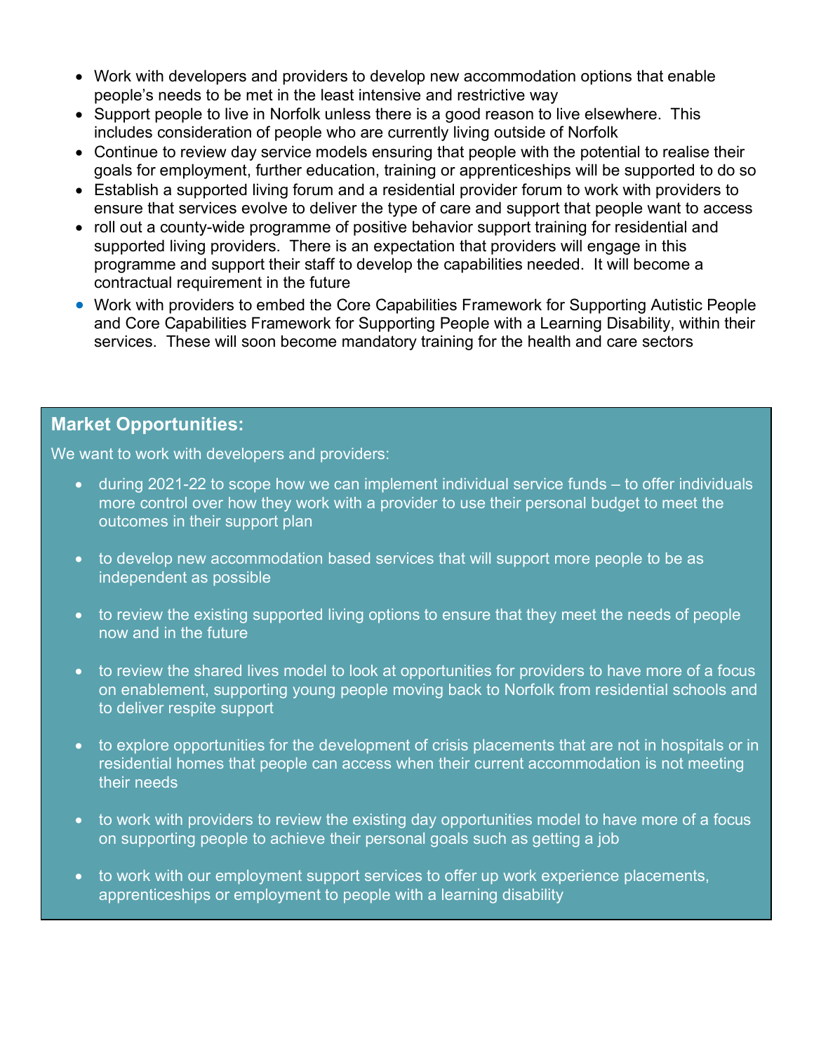- Work with developers and providers to develop new accommodation options that enable people's needs to be met in the least intensive and restrictive way
- Support people to live in Norfolk unless there is a good reason to live elsewhere. This includes consideration of people who are currently living outside of Norfolk
- Continue to review day service models ensuring that people with the potential to realise their goals for employment, further education, training or apprenticeships will be supported to do so
- Establish a supported living forum and a residential provider forum to work with providers to ensure that services evolve to deliver the type of care and support that people want to access
- roll out a county-wide programme of positive behavior support training for residential and supported living providers. There is an expectation that providers will engage in this programme and support their staff to develop the capabilities needed. It will become a contractual requirement in the future
- Work with providers to embed the Core Capabilities Framework for Supporting Autistic People and Core Capabilities Framework for Supporting People with a Learning Disability, within their services. These will soon become mandatory training for the health and care sectors

**Market Opportunities:**

We want to work with developers and providers:

- during 2021-22 to scope how we can implement individual service funds – to offer individuals more control over how they work with a provider to use their personal budget to meet the outcomes in their support plan
- to develop new accommodation based services that will support more people to be as independent as possible
- to review the existing supported living options to ensure that they meet the needs of people now and in the future
- to review the shared lives model to look at opportunities for providers to have more of a focus on enablement, supporting young people moving back to Norfolk from residential schools and to deliver respite support
- to explore opportunities for the development of crisis placements that are not in hospitals or in residential homes that people can access when their current accommodation is not meeting their needs
- to work with providers to review the existing day opportunities model to have more of a focus on supporting people to achieve their personal goals such as getting a job
- to work with our employment support services to offer up work experience placements, apprenticeships or employment to people with a learning disability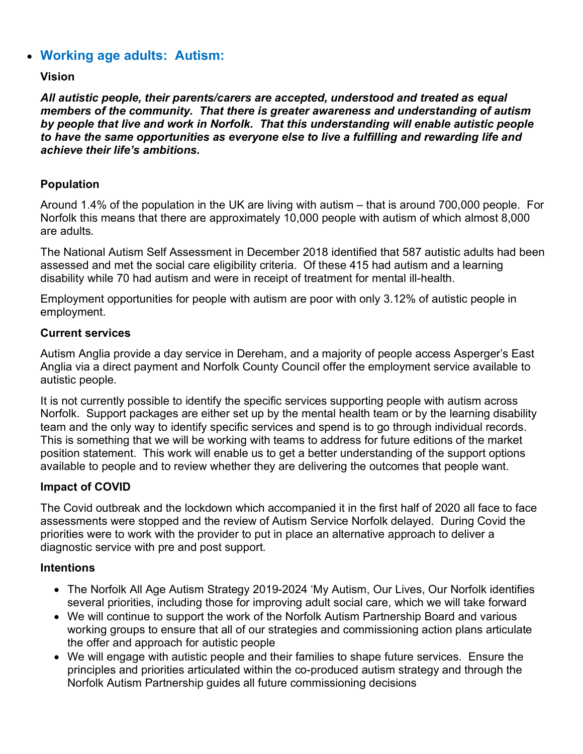- ## Working age adults: Autism:

**Vision**

***All autistic people, their parents/carers are accepted, understood and treated as equal members of the community. That there is greater awareness and understanding of autism by people that live and work in Norfolk. That this understanding will enable autistic people to have the same opportunities as everyone else to live a fulfilling and rewarding life and achieve their life's ambitions.***

**Population**

Around 1.4% of the population in the UK are living with autism – that is around 700,000 people. For Norfolk this means that there are approximately 10,000 people with autism of which almost 8,000 are adults.

The National Autism Self Assessment in December 2018 identified that 587 autistic adults had been assessed and met the social care eligibility criteria. Of these 415 had autism and a learning disability while 70 had autism and were in receipt of treatment for mental ill-health.

Employment opportunities for people with autism are poor with only 3.12% of autistic people in employment.

**Current services**

Autism Anglia provide a day service in Dereham, and a majority of people access Asperger's East Anglia via a direct payment and Norfolk County Council offer the employment service available to autistic people.

It is not currently possible to identify the specific services supporting people with autism across Norfolk. Support packages are either set up by the mental health team or by the learning disability team and the only way to identify specific services and spend is to go through individual records. This is something that we will be working with teams to address for future editions of the market position statement. This work will enable us to get a better understanding of the support options available to people and to review whether they are delivering the outcomes that people want.

**Impact of COVID**

The Covid outbreak and the lockdown which accompanied it in the first half of 2020 all face to face assessments were stopped and the review of Autism Service Norfolk delayed. During Covid the priorities were to work with the provider to put in place an alternative approach to deliver a diagnostic service with pre and post support.

**Intentions**

- The Norfolk All Age Autism Strategy 2019-2024 'My Autism, Our Lives, Our Norfolk identifies several priorities, including those for improving adult social care, which we will take forward
- We will continue to support the work of the Norfolk Autism Partnership Board and various working groups to ensure that all of our strategies and commissioning action plans articulate the offer and approach for autistic people
- We will engage with autistic people and their families to shape future services. Ensure the principles and priorities articulated within the co-produced autism strategy and through the Norfolk Autism Partnership guides all future commissioning decisions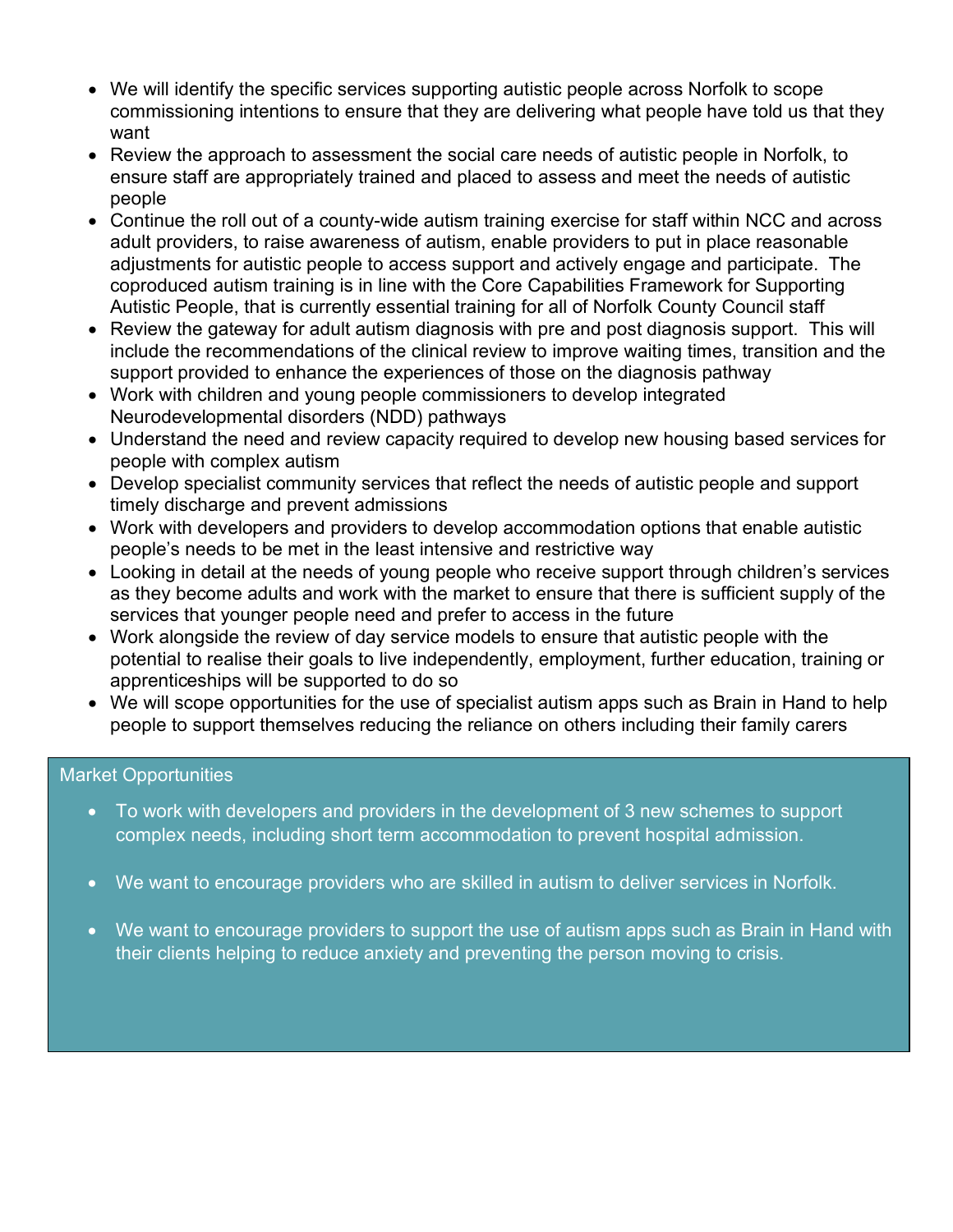- We will identify the specific services supporting autistic people across Norfolk to scope commissioning intentions to ensure that they are delivering what people have told us that they want
- Review the approach to assessment the social care needs of autistic people in Norfolk, to ensure staff are appropriately trained and placed to assess and meet the needs of autistic people
- Continue the roll out of a county-wide autism training exercise for staff within NCC and across adult providers, to raise awareness of autism, enable providers to put in place reasonable adjustments for autistic people to access support and actively engage and participate. The coproduced autism training is in line with the Core Capabilities Framework for Supporting Autistic People, that is currently essential training for all of Norfolk County Council staff
- Review the gateway for adult autism diagnosis with pre and post diagnosis support. This will include the recommendations of the clinical review to improve waiting times, transition and the support provided to enhance the experiences of those on the diagnosis pathway
- Work with children and young people commissioners to develop integrated Neurodevelopmental disorders (NDD) pathways
- Understand the need and review capacity required to develop new housing based services for people with complex autism
- Develop specialist community services that reflect the needs of autistic people and support timely discharge and prevent admissions
- Work with developers and providers to develop accommodation options that enable autistic people's needs to be met in the least intensive and restrictive way
- Looking in detail at the needs of young people who receive support through children's services as they become adults and work with the market to ensure that there is sufficient supply of the services that younger people need and prefer to access in the future
- Work alongside the review of day service models to ensure that autistic people with the potential to realise their goals to live independently, employment, further education, training or apprenticeships will be supported to do so
- We will scope opportunities for the use of specialist autism apps such as Brain in Hand to help people to support themselves reducing the reliance on others including their family carers

Market Opportunities

- To work with developers and providers in the development of 3 new schemes to support complex needs, including short term accommodation to prevent hospital admission.
- We want to encourage providers who are skilled in autism to deliver services in Norfolk.
- We want to encourage providers to support the use of autism apps such as Brain in Hand with their clients helping to reduce anxiety and preventing the person moving to crisis.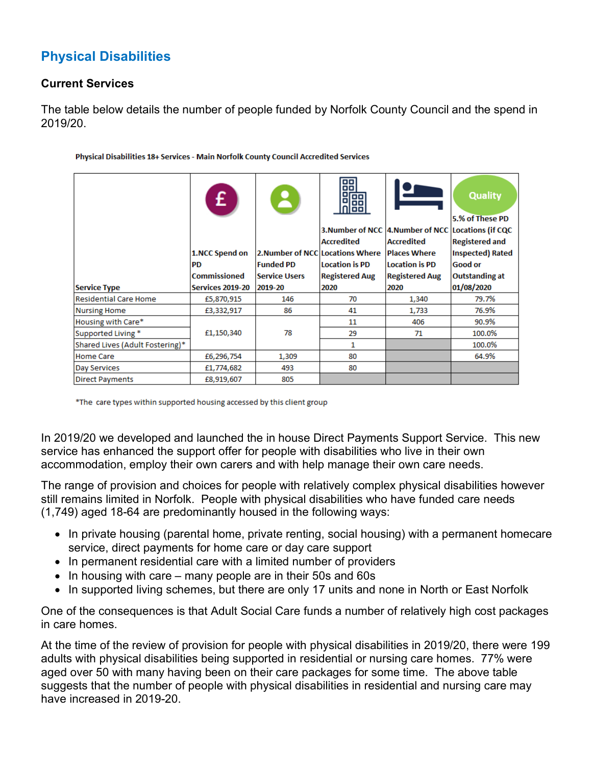## Physical Disabilities

### Current Services

The table below details the number of people funded by Norfolk County Council and the spend in 2019/20.

**Physical Disabilities 18+ Services - Main Norfolk County Council Accredited Services**

| Service Type | 1.NCC Spend on PD Commissioned Services 2019-20 | 2.Number of NCC Funded PD Service Users 2019-20 | 3.Number of NCC Accredited Locations Where Location is PD Registered Aug 2020 | 4.Number of NCC Accredited Places Where Location is PD Registered Aug 2020 | 5.% of These PD Locations (if CQC Registered and Inspected) Rated Good or Outstanding at 01/08/2020 |
|---|---|---|---|---|---|
| Residential Care Home | £5,870,915 | 146 | 70 | 1,340 | 79.7% |
| Nursing Home | £3,332,917 | 86 | 41 | 1,733 | 76.9% |
| Housing with Care* | £1,150,340 | 78 | 11 | 406 | 90.9% |
| Supported Living * | | | 29 | 71 | 100.0% |
| Shared Lives (Adult Fostering)* | | | 1 | | 100.0% |
| Home Care | £6,296,754 | 1,309 | 80 | | 64.9% |
| Day Services | £1,774,682 | 493 | 80 | | |
| Direct Payments | £8,919,607 | 805 | | | |

*The care types within supported housing accessed by this client group

In 2019/20 we developed and launched the in house Direct Payments Support Service. This new service has enhanced the support offer for people with disabilities who live in their own accommodation, employ their own carers and with help manage their own care needs.

The range of provision and choices for people with relatively complex physical disabilities however still remains limited in Norfolk. People with physical disabilities who have funded care needs (1,749) aged 18-64 are predominantly housed in the following ways:

- In private housing (parental home, private renting, social housing) with a permanent homecare service, direct payments for home care or day care support
- In permanent residential care with a limited number of providers
- In housing with care – many people are in their 50s and 60s
- In supported living schemes, but there are only 17 units and none in North or East Norfolk

One of the consequences is that Adult Social Care funds a number of relatively high cost packages in care homes.

At the time of the review of provision for people with physical disabilities in 2019/20, there were 199 adults with physical disabilities being supported in residential or nursing care homes. 77% were aged over 50 with many having been on their care packages for some time. The above table suggests that the number of people with physical disabilities in residential and nursing care may have increased in 2019-20.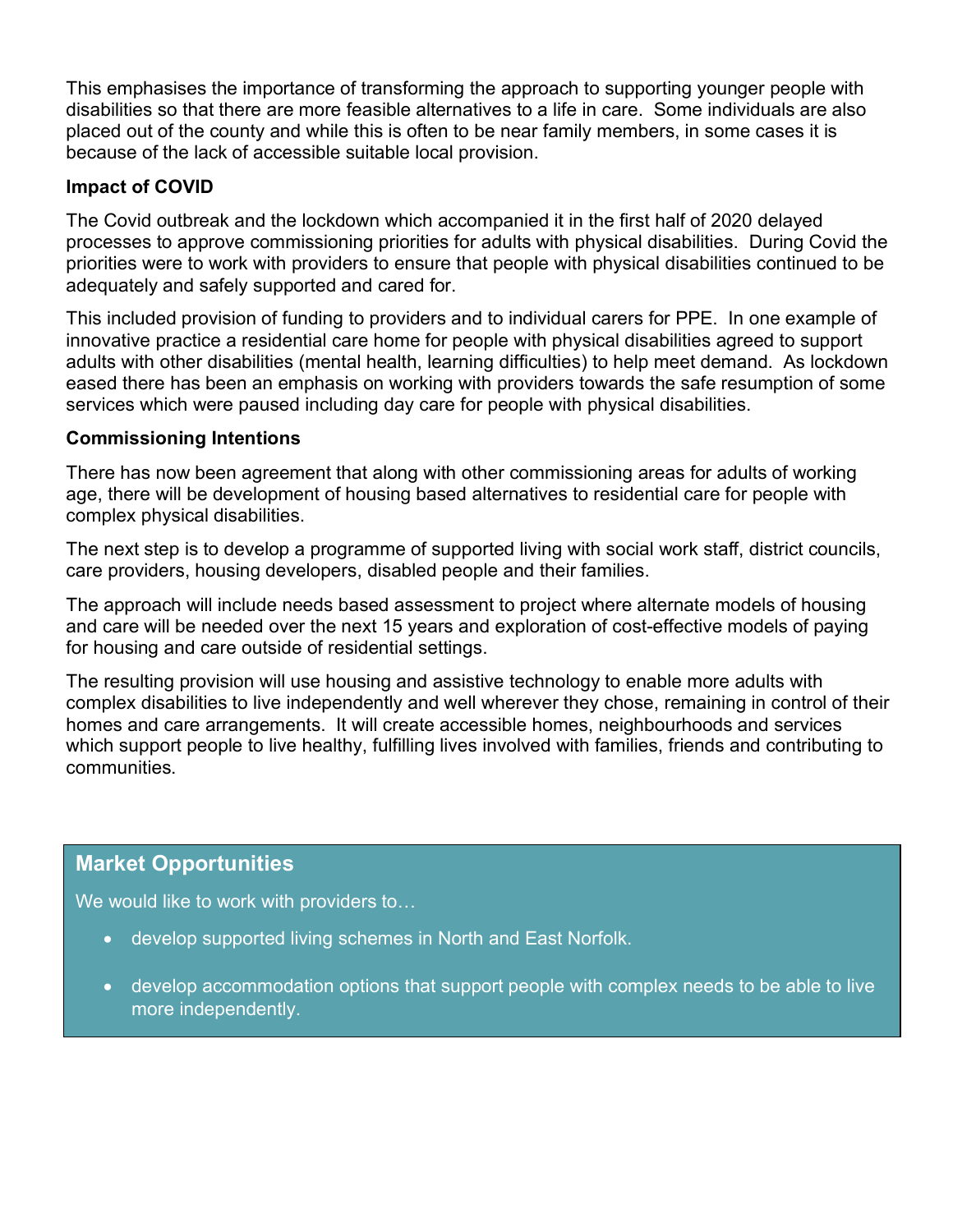This emphasises the importance of transforming the approach to supporting younger people with disabilities so that there are more feasible alternatives to a life in care. Some individuals are also placed out of the county and while this is often to be near family members, in some cases it is because of the lack of accessible suitable local provision.

**Impact of COVID**

The Covid outbreak and the lockdown which accompanied it in the first half of 2020 delayed processes to approve commissioning priorities for adults with physical disabilities. During Covid the priorities were to work with providers to ensure that people with physical disabilities continued to be adequately and safely supported and cared for.

This included provision of funding to providers and to individual carers for PPE. In one example of innovative practice a residential care home for people with physical disabilities agreed to support adults with other disabilities (mental health, learning difficulties) to help meet demand. As lockdown eased there has been an emphasis on working with providers towards the safe resumption of some services which were paused including day care for people with physical disabilities.

**Commissioning Intentions**

There has now been agreement that along with other commissioning areas for adults of working age, there will be development of housing based alternatives to residential care for people with complex physical disabilities.

The next step is to develop a programme of supported living with social work staff, district councils, care providers, housing developers, disabled people and their families.

The approach will include needs based assessment to project where alternate models of housing and care will be needed over the next 15 years and exploration of cost-effective models of paying for housing and care outside of residential settings.

The resulting provision will use housing and assistive technology to enable more adults with complex disabilities to live independently and well wherever they chose, remaining in control of their homes and care arrangements. It will create accessible homes, neighbourhoods and services which support people to live healthy, fulfilling lives involved with families, friends and contributing to communities.

## Market Opportunities

We would like to work with providers to…

- develop supported living schemes in North and East Norfolk.
- develop accommodation options that support people with complex needs to be able to live more independently.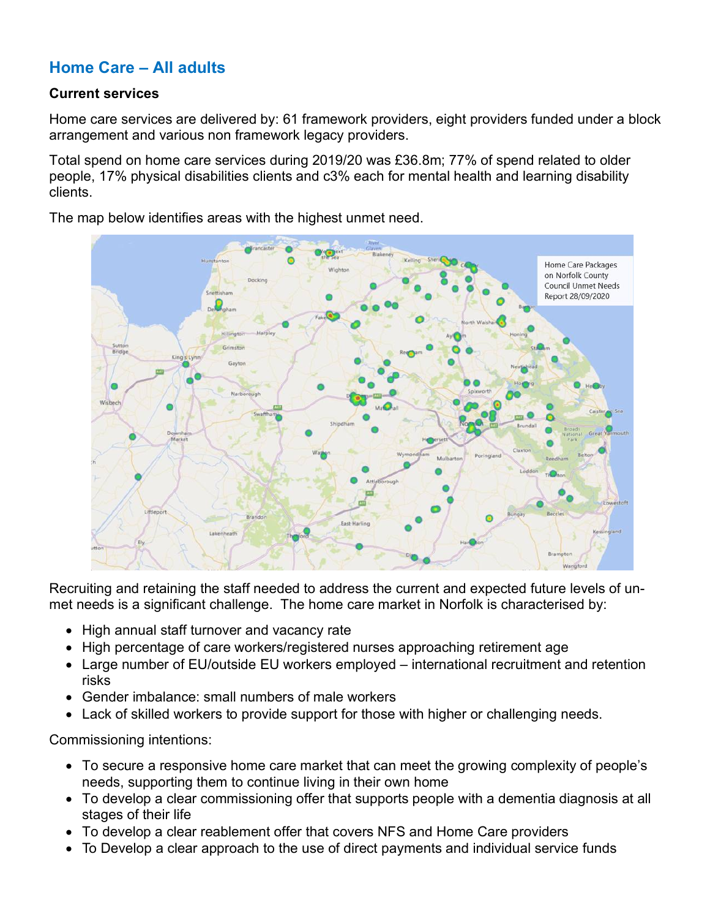## Home Care – All adults

**Current services**

Home care services are delivered by: 61 framework providers, eight providers funded under a block arrangement and various non framework legacy providers.

Total spend on home care services during 2019/20 was £36.8m; 77% of spend related to older people, 17% physical disabilities clients and c3% each for mental health and learning disability clients.

The map below identifies areas with the highest unmet need.

Recruiting and retaining the staff needed to address the current and expected future levels of un-met needs is a significant challenge. The home care market in Norfolk is characterised by:

- High annual staff turnover and vacancy rate
- High percentage of care workers/registered nurses approaching retirement age
- Large number of EU/outside EU workers employed – international recruitment and retention risks
- Gender imbalance: small numbers of male workers
- Lack of skilled workers to provide support for those with higher or challenging needs.

Commissioning intentions:

- To secure a responsive home care market that can meet the growing complexity of people's needs, supporting them to continue living in their own home
- To develop a clear commissioning offer that supports people with a dementia diagnosis at all stages of their life
- To develop a clear reablement offer that covers NFS and Home Care providers
- To Develop a clear approach to the use of direct payments and individual service funds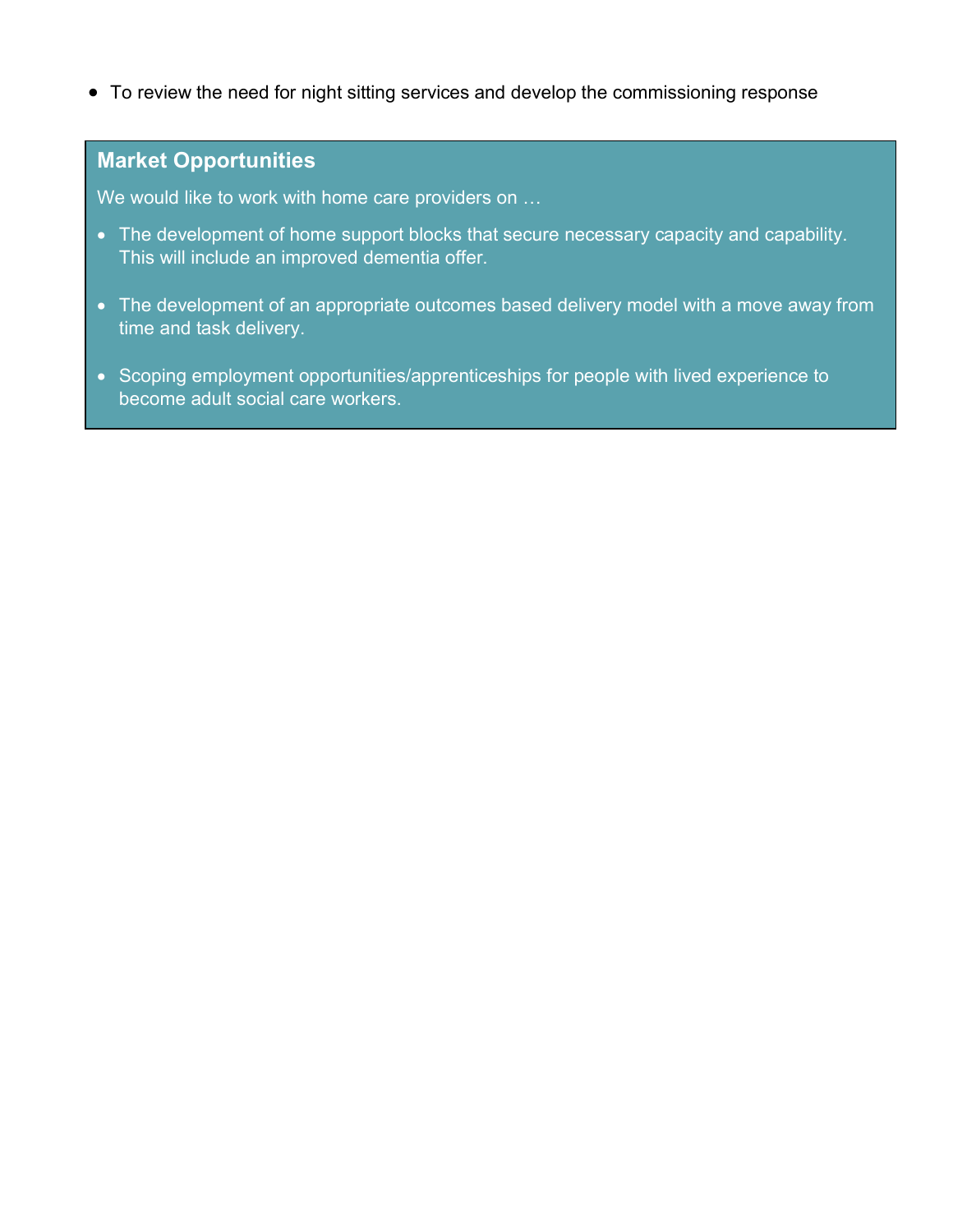- To review the need for night sitting services and develop the commissioning response

### Market Opportunities

We would like to work with home care providers on …

- The development of home support blocks that secure necessary capacity and capability. This will include an improved dementia offer.
- The development of an appropriate outcomes based delivery model with a move away from time and task delivery.
- Scoping employment opportunities/apprenticeships for people with lived experience to become adult social care workers.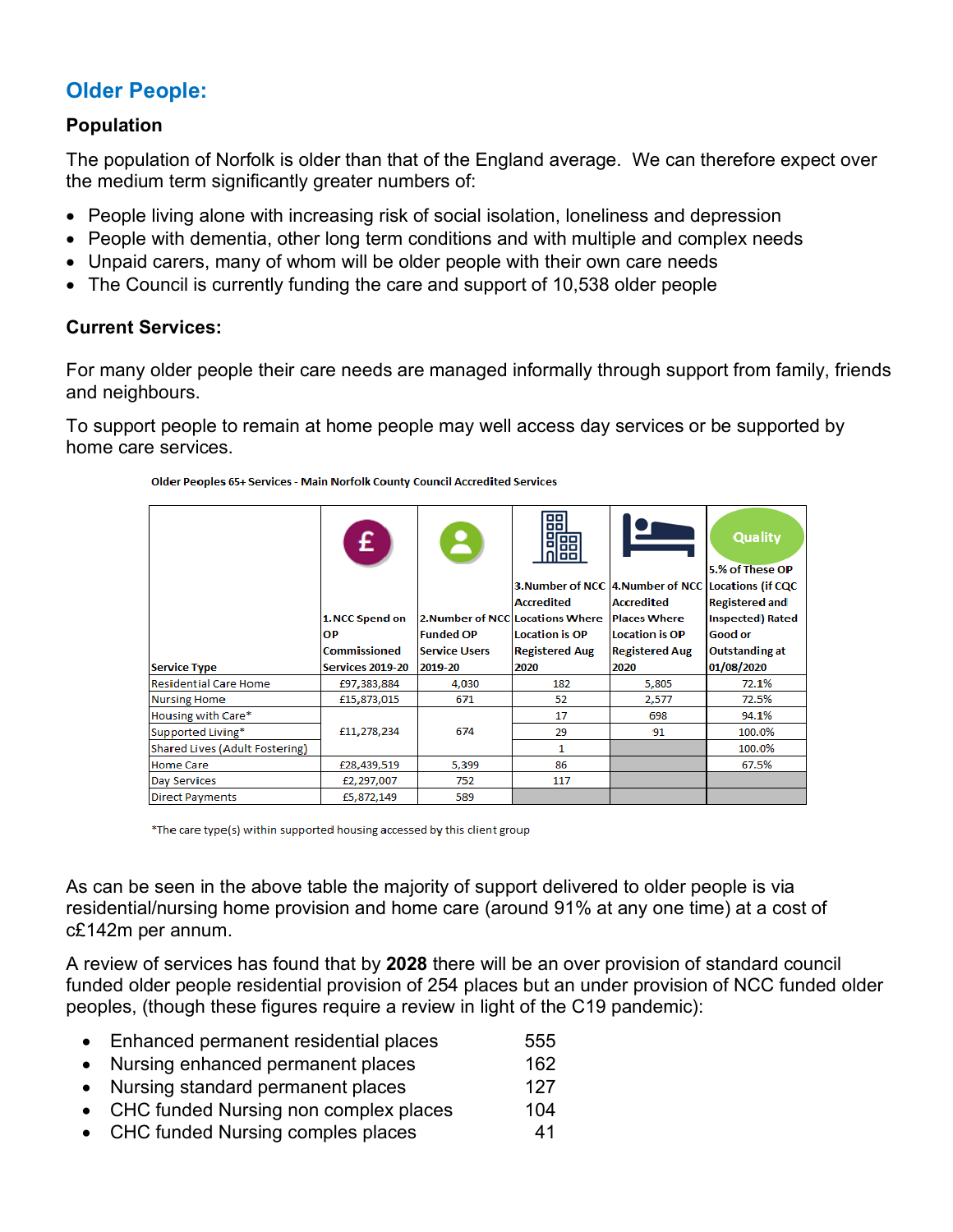## Older People:

### Population

The population of Norfolk is older than that of the England average. We can therefore expect over the medium term significantly greater numbers of:

- People living alone with increasing risk of social isolation, loneliness and depression
- People with dementia, other long term conditions and with multiple and complex needs
- Unpaid carers, many of whom will be older people with their own care needs
- The Council is currently funding the care and support of 10,538 older people

### Current Services:

For many older people their care needs are managed informally through support from family, friends and neighbours.

To support people to remain at home people may well access day services or be supported by home care services.

**Older Peoples 65+ Services - Main Norfolk County Council Accredited Services**

| Service Type | 1.NCC Spend on OP Commissioned Services 2019-20 | 2.Number of NCC Funded OP Service Users 2019-20 | 3.Number of NCC Accredited Locations Where Location is OP Registered Aug 2020 | 4.Number of NCC Accredited Places Where Location is OP Registered Aug 2020 | 5.% of These OP Locations (if CQC Registered and Inspected) Rated Good or Outstanding at 01/08/2020 |
|---|---|---|---|---|---|
| Residential Care Home | £97,383,884 | 4,030 | 182 | 5,805 | 72.1% |
| Nursing Home | £15,873,015 | 671 | 52 | 2,577 | 72.5% |
| Housing with Care* | £11,278,234 | 674 | 17 | 698 | 94.1% |
| Supported Living* | | | 29 | 91 | 100.0% |
| Shared Lives (Adult Fostering) | | | 1 | | 100.0% |
| Home Care | £28,439,519 | 5,399 | 86 | | 67.5% |
| Day Services | £2,297,007 | 752 | 117 | | |
| Direct Payments | £5,872,149 | 589 | | | |

*The care type(s) within supported housing accessed by this client group

As can be seen in the above table the majority of support delivered to older people is via residential/nursing home provision and home care (around 91% at any one time) at a cost of c£142m per annum.

A review of services has found that by **2028** there will be an over provision of standard council funded older people residential provision of 254 places but an under provision of NCC funded older peoples, (though these figures require a review in light of the C19 pandemic):

- Enhanced permanent residential places 555
- Nursing enhanced permanent places 162
- Nursing standard permanent places 127
- CHC funded Nursing non complex places 104
- CHC funded Nursing comples places 41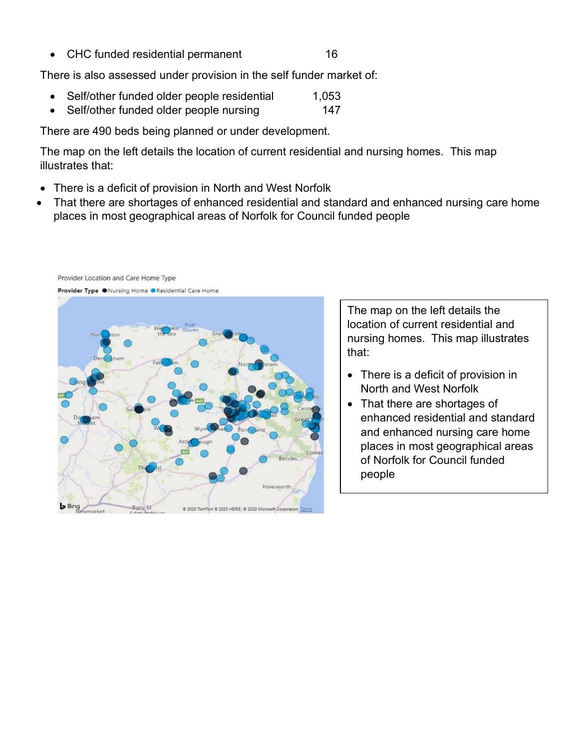- CHC funded residential permanent 16

There is also assessed under provision in the self funder market of:

- Self/other funded older people residential 1,053
- Self/other funded older people nursing 147

There are 490 beds being planned or under development.

The map on the left details the location of current residential and nursing homes. This map illustrates that:

- There is a deficit of provision in North and West Norfolk
- That there are shortages of enhanced residential and standard and enhanced nursing care home places in most geographical areas of Norfolk for Council funded people

Provider Location and Care Home Type

**Provider Type** ● Nursing Home ● Residential Care Home

The map on the left details the location of current residential and nursing homes. This map illustrates that:

- There is a deficit of provision in North and West Norfolk
- That there are shortages of enhanced residential and standard and enhanced nursing care home places in most geographical areas of Norfolk for Council funded people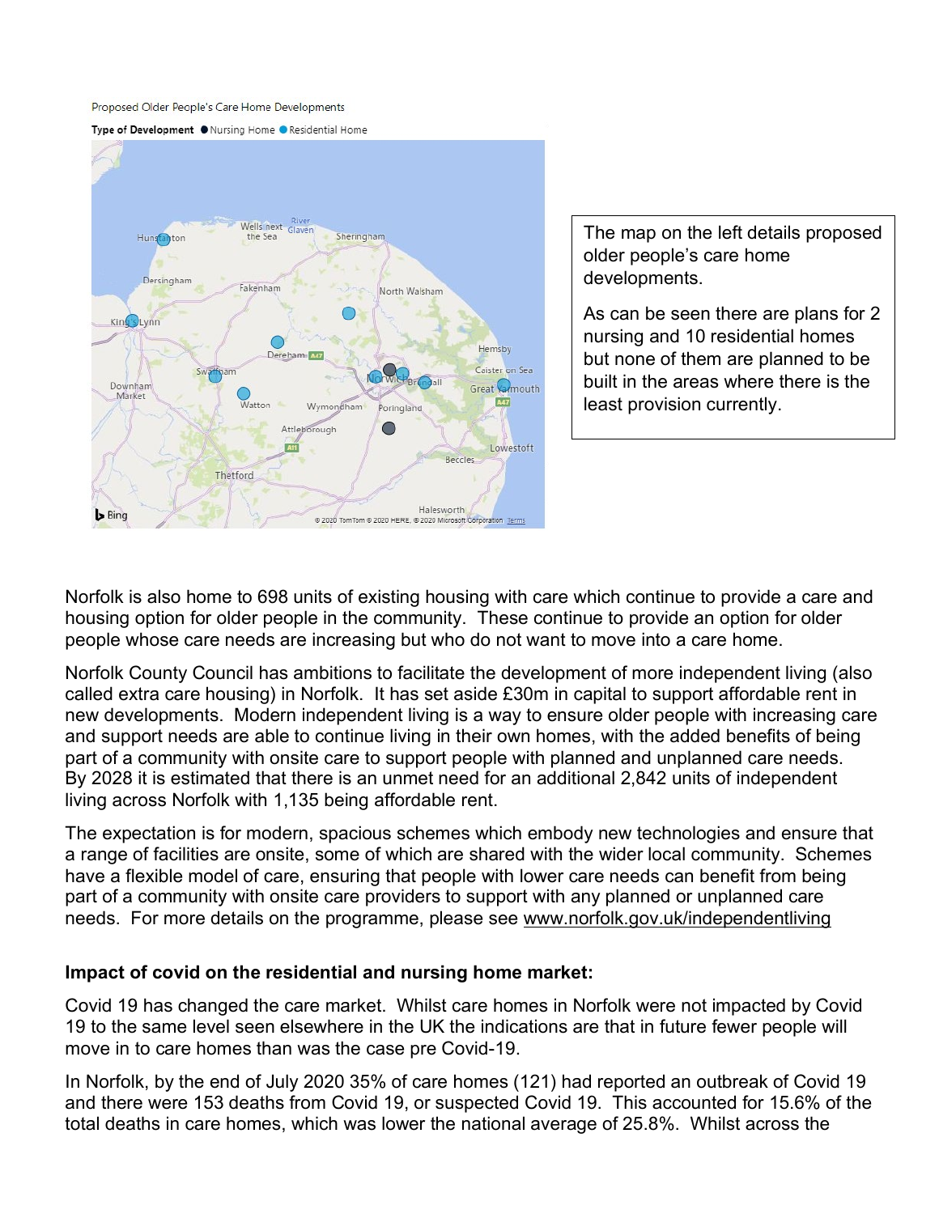Proposed Older People's Care Home Developments

Type of Development ● Nursing Home ● Residential Home

The map on the left details proposed older people's care home developments.

As can be seen there are plans for 2 nursing and 10 residential homes but none of them are planned to be built in the areas where there is the least provision currently.

Norfolk is also home to 698 units of existing housing with care which continue to provide a care and housing option for older people in the community. These continue to provide an option for older people whose care needs are increasing but who do not want to move into a care home.

Norfolk County Council has ambitions to facilitate the development of more independent living (also called extra care housing) in Norfolk. It has set aside £30m in capital to support affordable rent in new developments. Modern independent living is a way to ensure older people with increasing care and support needs are able to continue living in their own homes, with the added benefits of being part of a community with onsite care to support people with planned and unplanned care needs. By 2028 it is estimated that there is an unmet need for an additional 2,842 units of independent living across Norfolk with 1,135 being affordable rent.

The expectation is for modern, spacious schemes which embody new technologies and ensure that a range of facilities are onsite, some of which are shared with the wider local community. Schemes have a flexible model of care, ensuring that people with lower care needs can benefit from being part of a community with onsite care providers to support with any planned or unplanned care needs. For more details on the programme, please see www.norfolk.gov.uk/independentliving

**Impact of covid on the residential and nursing home market:**

Covid 19 has changed the care market. Whilst care homes in Norfolk were not impacted by Covid 19 to the same level seen elsewhere in the UK the indications are that in future fewer people will move in to care homes than was the case pre Covid-19.

In Norfolk, by the end of July 2020 35% of care homes (121) had reported an outbreak of Covid 19 and there were 153 deaths from Covid 19, or suspected Covid 19. This accounted for 15.6% of the total deaths in care homes, which was lower the national average of 25.8%. Whilst across the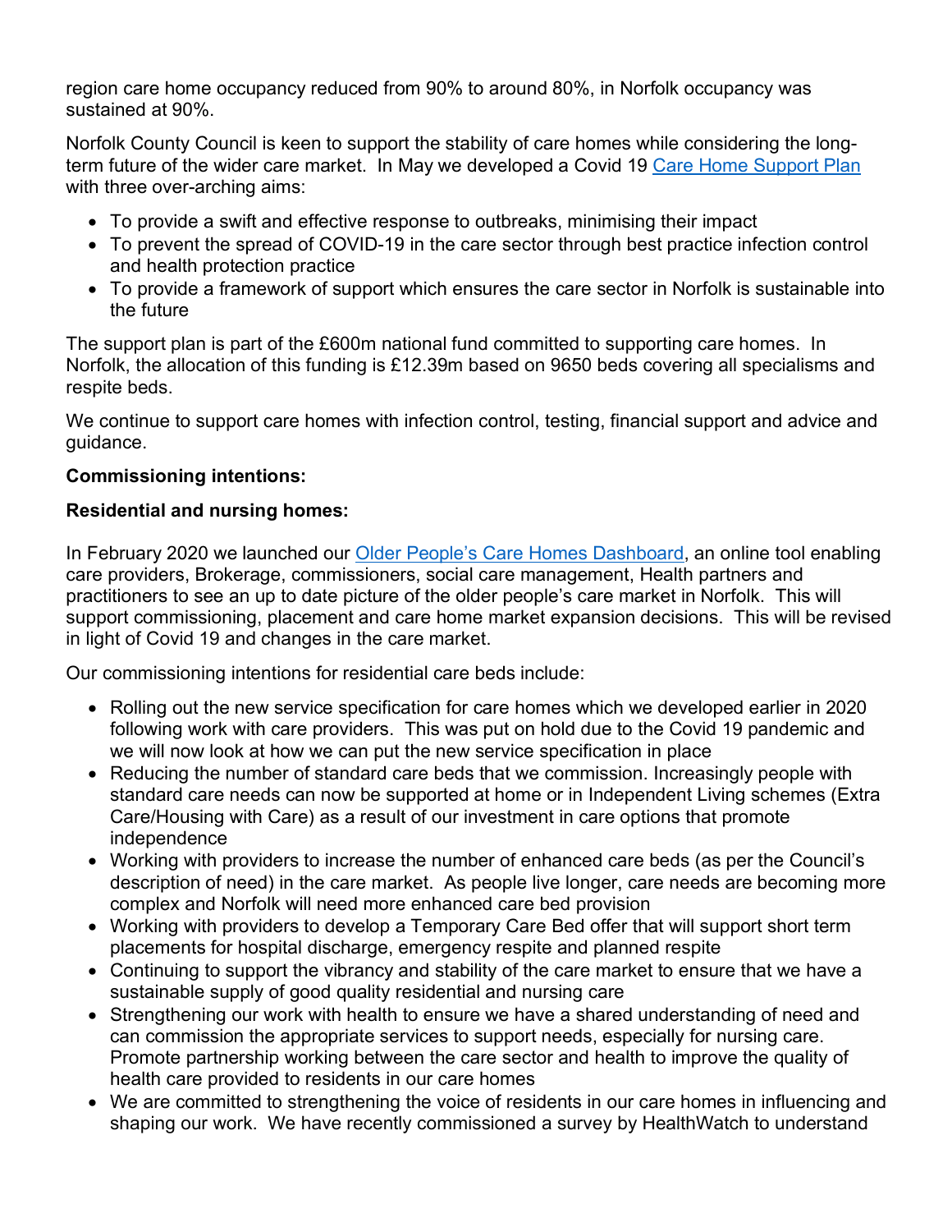region care home occupancy reduced from 90% to around 80%, in Norfolk occupancy was sustained at 90%.

Norfolk County Council is keen to support the stability of care homes while considering the long-term future of the wider care market. In May we developed a Covid 19 [Care Home Support Plan]() with three over-arching aims:

- To provide a swift and effective response to outbreaks, minimising their impact
- To prevent the spread of COVID-19 in the care sector through best practice infection control and health protection practice
- To provide a framework of support which ensures the care sector in Norfolk is sustainable into the future

The support plan is part of the £600m national fund committed to supporting care homes. In Norfolk, the allocation of this funding is £12.39m based on 9650 beds covering all specialisms and respite beds.

We continue to support care homes with infection control, testing, financial support and advice and guidance.

**Commissioning intentions:**

**Residential and nursing homes:**

In February 2020 we launched our [Older People's Care Homes Dashboard](), an online tool enabling care providers, Brokerage, commissioners, social care management, Health partners and practitioners to see an up to date picture of the older people's care market in Norfolk. This will support commissioning, placement and care home market expansion decisions. This will be revised in light of Covid 19 and changes in the care market.

Our commissioning intentions for residential care beds include:

- Rolling out the new service specification for care homes which we developed earlier in 2020 following work with care providers. This was put on hold due to the Covid 19 pandemic and we will now look at how we can put the new service specification in place
- Reducing the number of standard care beds that we commission. Increasingly people with standard care needs can now be supported at home or in Independent Living schemes (Extra Care/Housing with Care) as a result of our investment in care options that promote independence
- Working with providers to increase the number of enhanced care beds (as per the Council's description of need) in the care market. As people live longer, care needs are becoming more complex and Norfolk will need more enhanced care bed provision
- Working with providers to develop a Temporary Care Bed offer that will support short term placements for hospital discharge, emergency respite and planned respite
- Continuing to support the vibrancy and stability of the care market to ensure that we have a sustainable supply of good quality residential and nursing care
- Strengthening our work with health to ensure we have a shared understanding of need and can commission the appropriate services to support needs, especially for nursing care. Promote partnership working between the care sector and health to improve the quality of health care provided to residents in our care homes
- We are committed to strengthening the voice of residents in our care homes in influencing and shaping our work. We have recently commissioned a survey by HealthWatch to understand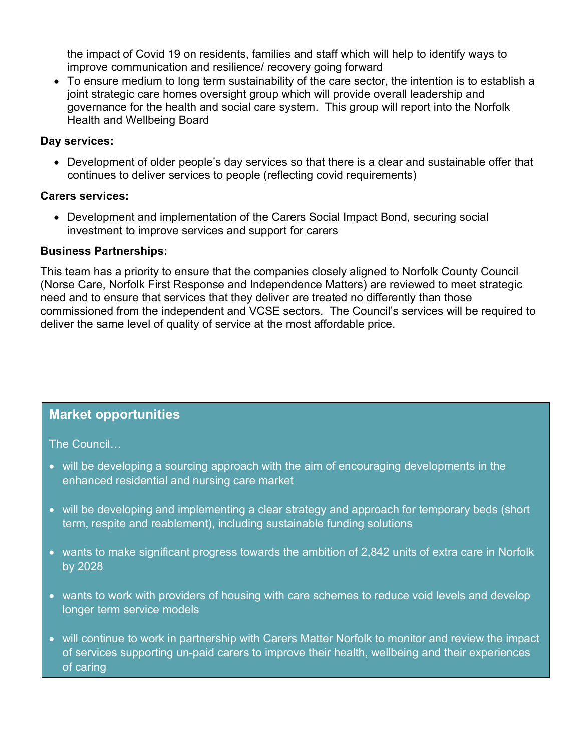the impact of Covid 19 on residents, families and staff which will help to identify ways to improve communication and resilience/ recovery going forward

- To ensure medium to long term sustainability of the care sector, the intention is to establish a joint strategic care homes oversight group which will provide overall leadership and governance for the health and social care system. This group will report into the Norfolk Health and Wellbeing Board

**Day services:**

- Development of older people's day services so that there is a clear and sustainable offer that continues to deliver services to people (reflecting covid requirements)

**Carers services:**

- Development and implementation of the Carers Social Impact Bond, securing social investment to improve services and support for carers

**Business Partnerships:**

This team has a priority to ensure that the companies closely aligned to Norfolk County Council (Norse Care, Norfolk First Response and Independence Matters) are reviewed to meet strategic need and to ensure that services that they deliver are treated no differently than those commissioned from the independent and VCSE sectors. The Council's services will be required to deliver the same level of quality of service at the most affordable price.

## Market opportunities

The Council…

- will be developing a sourcing approach with the aim of encouraging developments in the enhanced residential and nursing care market
- will be developing and implementing a clear strategy and approach for temporary beds (short term, respite and reablement), including sustainable funding solutions
- wants to make significant progress towards the ambition of 2,842 units of extra care in Norfolk by 2028
- wants to work with providers of housing with care schemes to reduce void levels and develop longer term service models
- will continue to work in partnership with Carers Matter Norfolk to monitor and review the impact of services supporting un-paid carers to improve their health, wellbeing and their experiences of caring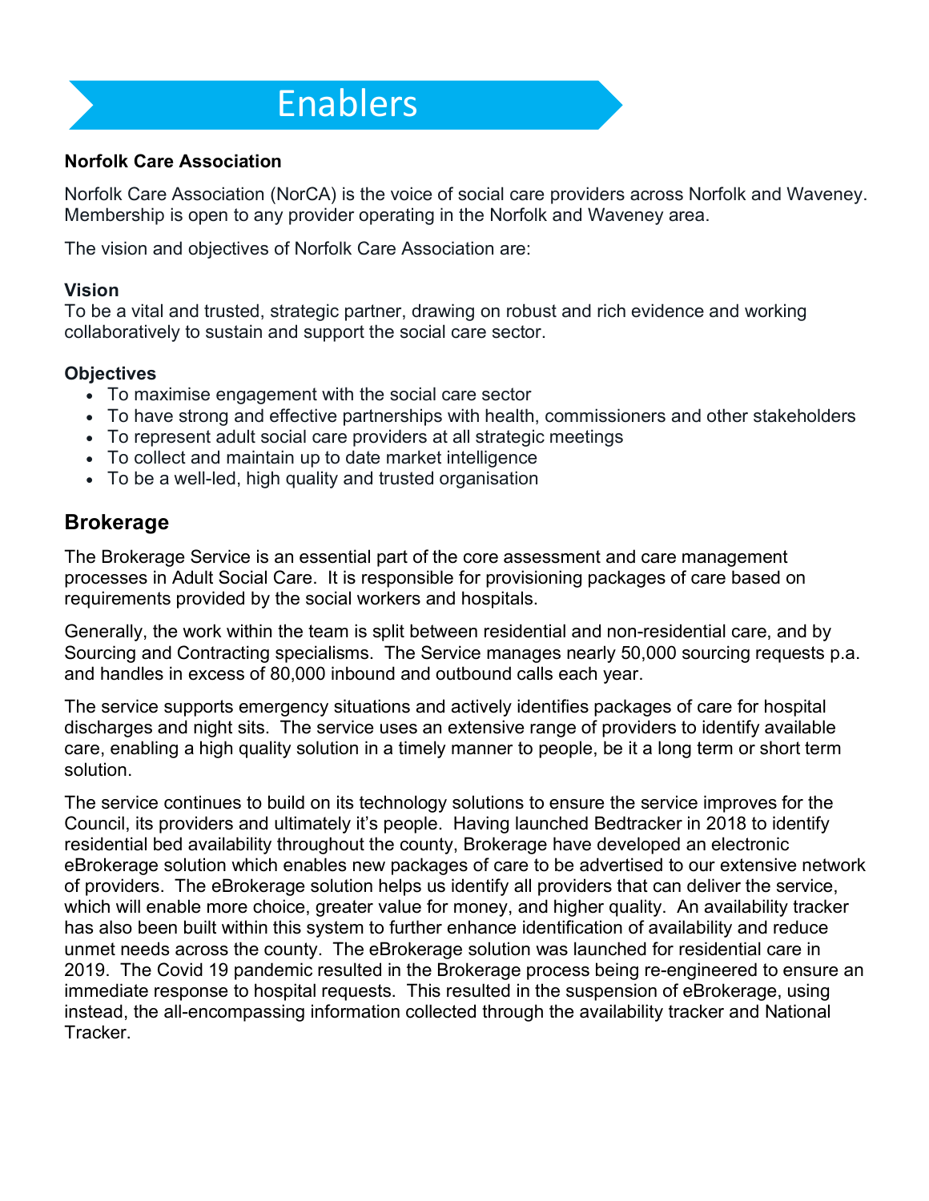# Enablers

**Norfolk Care Association**

Norfolk Care Association (NorCA) is the voice of social care providers across Norfolk and Waveney. Membership is open to any provider operating in the Norfolk and Waveney area.

The vision and objectives of Norfolk Care Association are:

**Vision**
To be a vital and trusted, strategic partner, drawing on robust and rich evidence and working collaboratively to sustain and support the social care sector.

**Objectives**

- To maximise engagement with the social care sector
- To have strong and effective partnerships with health, commissioners and other stakeholders
- To represent adult social care providers at all strategic meetings
- To collect and maintain up to date market intelligence
- To be a well-led, high quality and trusted organisation

## Brokerage

The Brokerage Service is an essential part of the core assessment and care management processes in Adult Social Care. It is responsible for provisioning packages of care based on requirements provided by the social workers and hospitals.

Generally, the work within the team is split between residential and non-residential care, and by Sourcing and Contracting specialisms. The Service manages nearly 50,000 sourcing requests p.a. and handles in excess of 80,000 inbound and outbound calls each year.

The service supports emergency situations and actively identifies packages of care for hospital discharges and night sits. The service uses an extensive range of providers to identify available care, enabling a high quality solution in a timely manner to people, be it a long term or short term solution.

The service continues to build on its technology solutions to ensure the service improves for the Council, its providers and ultimately it's people. Having launched Bedtracker in 2018 to identify residential bed availability throughout the county, Brokerage have developed an electronic eBrokerage solution which enables new packages of care to be advertised to our extensive network of providers. The eBrokerage solution helps us identify all providers that can deliver the service, which will enable more choice, greater value for money, and higher quality. An availability tracker has also been built within this system to further enhance identification of availability and reduce unmet needs across the county. The eBrokerage solution was launched for residential care in 2019. The Covid 19 pandemic resulted in the Brokerage process being re-engineered to ensure an immediate response to hospital requests. This resulted in the suspension of eBrokerage, using instead, the all-encompassing information collected through the availability tracker and National Tracker.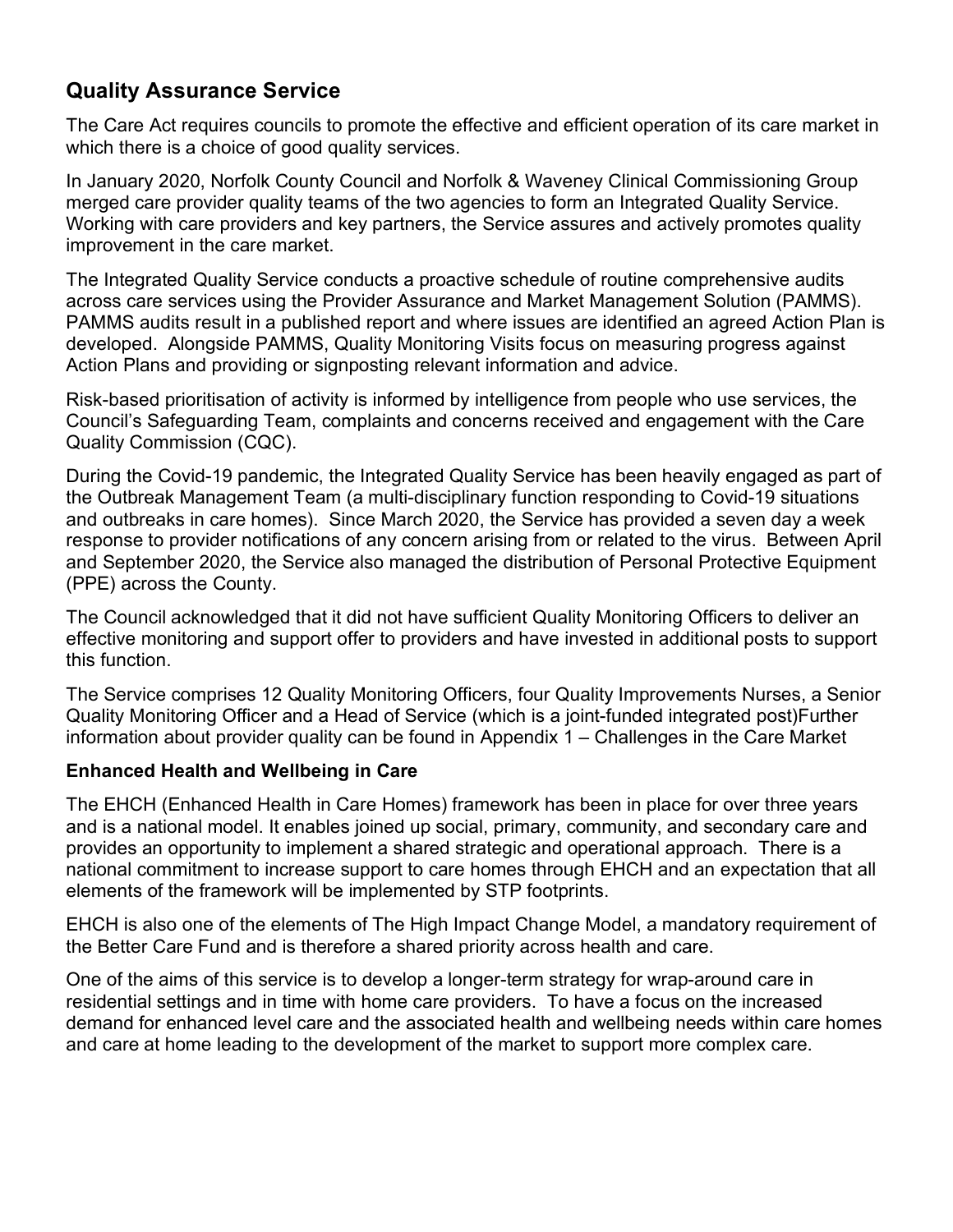## Quality Assurance Service

The Care Act requires councils to promote the effective and efficient operation of its care market in which there is a choice of good quality services.

In January 2020, Norfolk County Council and Norfolk & Waveney Clinical Commissioning Group merged care provider quality teams of the two agencies to form an Integrated Quality Service. Working with care providers and key partners, the Service assures and actively promotes quality improvement in the care market.

The Integrated Quality Service conducts a proactive schedule of routine comprehensive audits across care services using the Provider Assurance and Market Management Solution (PAMMS). PAMMS audits result in a published report and where issues are identified an agreed Action Plan is developed. Alongside PAMMS, Quality Monitoring Visits focus on measuring progress against Action Plans and providing or signposting relevant information and advice.

Risk-based prioritisation of activity is informed by intelligence from people who use services, the Council's Safeguarding Team, complaints and concerns received and engagement with the Care Quality Commission (CQC).

During the Covid-19 pandemic, the Integrated Quality Service has been heavily engaged as part of the Outbreak Management Team (a multi-disciplinary function responding to Covid-19 situations and outbreaks in care homes). Since March 2020, the Service has provided a seven day a week response to provider notifications of any concern arising from or related to the virus. Between April and September 2020, the Service also managed the distribution of Personal Protective Equipment (PPE) across the County.

The Council acknowledged that it did not have sufficient Quality Monitoring Officers to deliver an effective monitoring and support offer to providers and have invested in additional posts to support this function.

The Service comprises 12 Quality Monitoring Officers, four Quality Improvements Nurses, a Senior Quality Monitoring Officer and a Head of Service (which is a joint-funded integrated post)Further information about provider quality can be found in Appendix 1 – Challenges in the Care Market

### Enhanced Health and Wellbeing in Care

The EHCH (Enhanced Health in Care Homes) framework has been in place for over three years and is a national model. It enables joined up social, primary, community, and secondary care and provides an opportunity to implement a shared strategic and operational approach. There is a national commitment to increase support to care homes through EHCH and an expectation that all elements of the framework will be implemented by STP footprints.

EHCH is also one of the elements of The High Impact Change Model, a mandatory requirement of the Better Care Fund and is therefore a shared priority across health and care.

One of the aims of this service is to develop a longer-term strategy for wrap-around care in residential settings and in time with home care providers. To have a focus on the increased demand for enhanced level care and the associated health and wellbeing needs within care homes and care at home leading to the development of the market to support more complex care.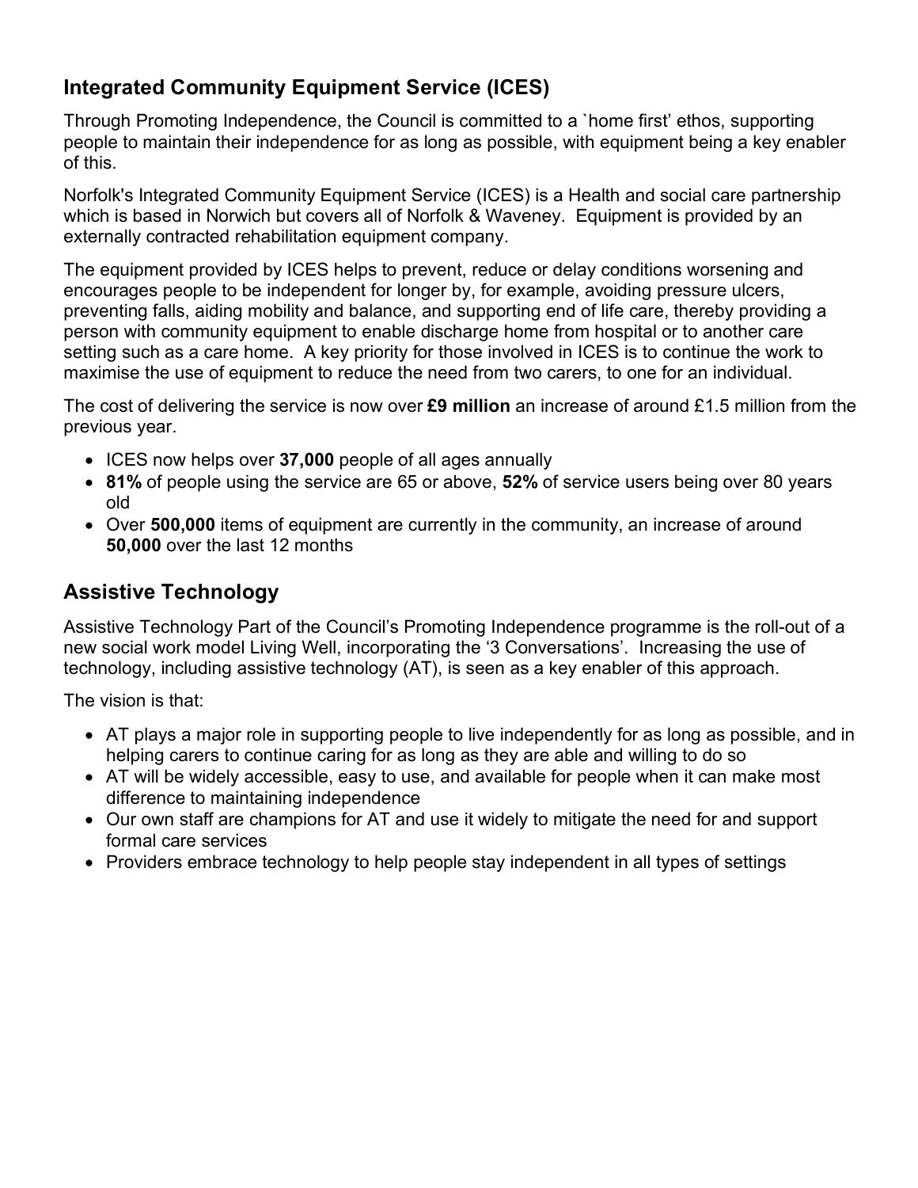## Integrated Community Equipment Service (ICES)

Through Promoting Independence, the Council is committed to a `home first' ethos, supporting people to maintain their independence for as long as possible, with equipment being a key enabler of this.

Norfolk's Integrated Community Equipment Service (ICES) is a Health and social care partnership which is based in Norwich but covers all of Norfolk & Waveney. Equipment is provided by an externally contracted rehabilitation equipment company.

The equipment provided by ICES helps to prevent, reduce or delay conditions worsening and encourages people to be independent for longer by, for example, avoiding pressure ulcers, preventing falls, aiding mobility and balance, and supporting end of life care, thereby providing a person with community equipment to enable discharge home from hospital or to another care setting such as a care home. A key priority for those involved in ICES is to continue the work to maximise the use of equipment to reduce the need from two carers, to one for an individual.

The cost of delivering the service is now over **£9 million** an increase of around £1.5 million from the previous year.

- ICES now helps over **37,000** people of all ages annually
- **81%** of people using the service are 65 or above, **52%** of service users being over 80 years old
- Over **500,000** items of equipment are currently in the community, an increase of around **50,000** over the last 12 months

## Assistive Technology

Assistive Technology Part of the Council's Promoting Independence programme is the roll-out of a new social work model Living Well, incorporating the '3 Conversations'. Increasing the use of technology, including assistive technology (AT), is seen as a key enabler of this approach.

The vision is that:

- AT plays a major role in supporting people to live independently for as long as possible, and in helping carers to continue caring for as long as they are able and willing to do so
- AT will be widely accessible, easy to use, and available for people when it can make most difference to maintaining independence
- Our own staff are champions for AT and use it widely to mitigate the need for and support formal care services
- Providers embrace technology to help people stay independent in all types of settings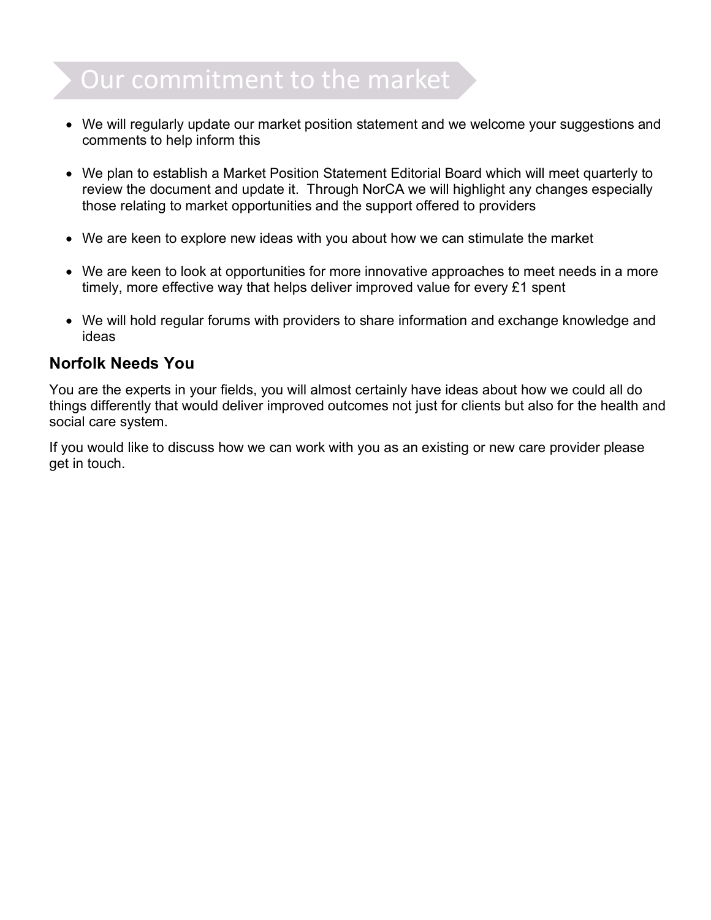# Our commitment to the market

- We will regularly update our market position statement and we welcome your suggestions and comments to help inform this
- We plan to establish a Market Position Statement Editorial Board which will meet quarterly to review the document and update it. Through NorCA we will highlight any changes especially those relating to market opportunities and the support offered to providers
- We are keen to explore new ideas with you about how we can stimulate the market
- We are keen to look at opportunities for more innovative approaches to meet needs in a more timely, more effective way that helps deliver improved value for every £1 spent
- We will hold regular forums with providers to share information and exchange knowledge and ideas

### Norfolk Needs You

You are the experts in your fields, you will almost certainly have ideas about how we could all do things differently that would deliver improved outcomes not just for clients but also for the health and social care system.

If you would like to discuss how we can work with you as an existing or new care provider please get in touch.